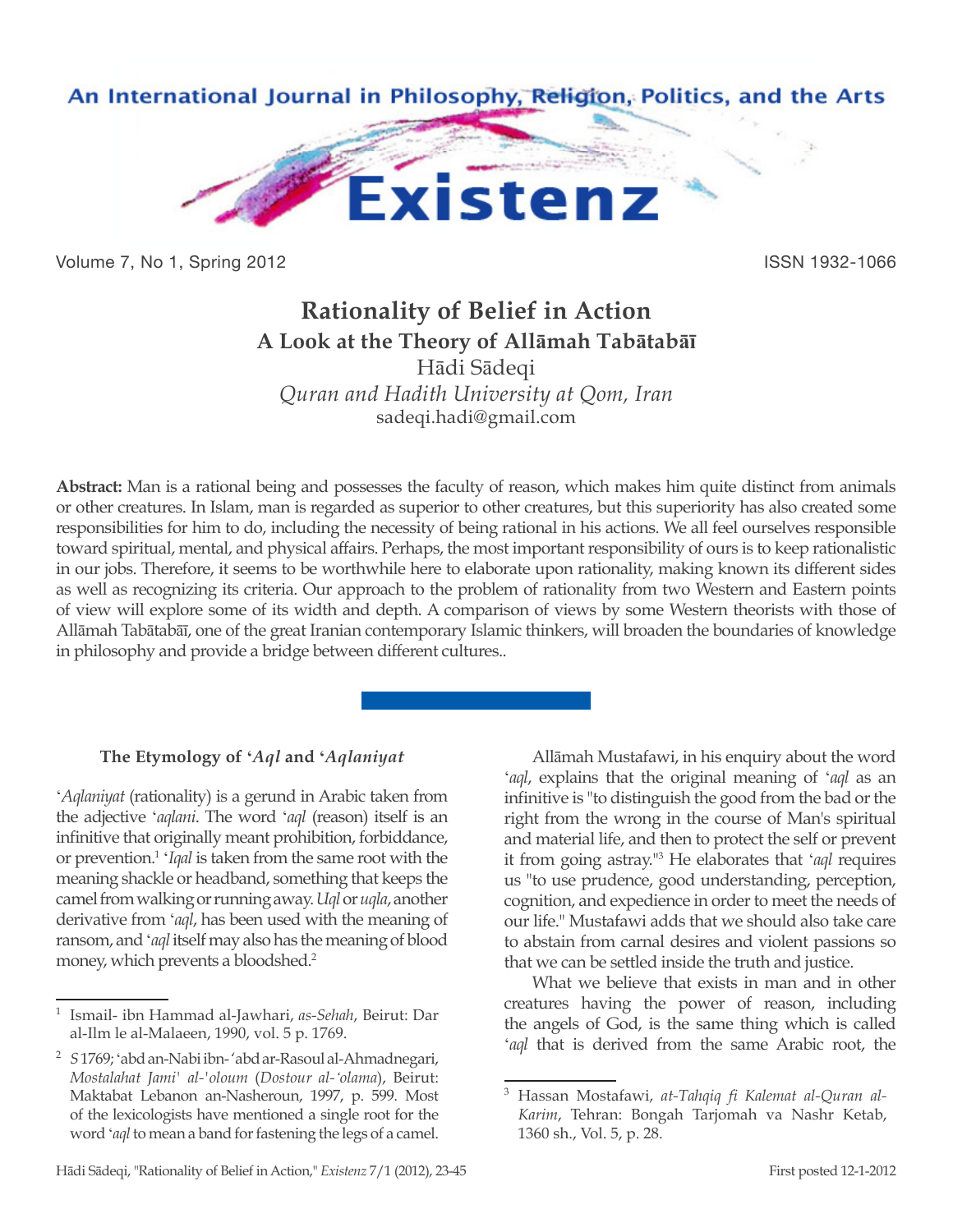# Rationality of Belief in Action

## A Look at the Theory of Allāmah Tabātabāī

Hādi Sādeqi

*Quran and Hadith University at Qom, Iran*

sadeqi.hadi@gmail.com

**Abstract:** Man is a rational being and possesses the faculty of reason, which makes him quite distinct from animals or other creatures. In Islam, man is regarded as superior to other creatures, but this superiority has also created some responsibilities for him to do, including the necessity of being rational in his actions. We all feel ourselves responsible toward spiritual, mental, and physical affairs. Perhaps, the most important responsibility of ours is to keep rationalistic in our jobs. Therefore, it seems to be worthwhile here to elaborate upon rationality, making known its different sides as well as recognizing its criteria. Our approach to the problem of rationality from two Western and Eastern points of view will explore some of its width and depth. A comparison of views by some Western theorists with those of Allāmah Tabātabāī, one of the great Iranian contemporary Islamic thinkers, will broaden the boundaries of knowledge in philosophy and provide a bridge between different cultures..

### The Etymology of '*Aql* and '*Aqlaniyat*

'*Aqlaniyat* (rationality) is a gerund in Arabic taken from the adjective '*aqlani*. The word '*aql* (reason) itself is an infinitive that originally meant prohibition, forbiddance, or prevention.[1] '*Iqal* is taken from the same root with the meaning shackle or headband, something that keeps the camel from walking or running away. *Uql* or *uqla*, another derivative from '*aql*, has been used with the meaning of ransom, and '*aql* itself may also has the meaning of blood money, which prevents a bloodshed.[2]

Allāmah Mustafawi, in his enquiry about the word '*aql*, explains that the original meaning of '*aql* as an infinitive is "to distinguish the good from the bad or the right from the wrong in the course of Man's spiritual and material life, and then to protect the self or prevent it from going astray."[3] He elaborates that '*aql* requires us "to use prudence, good understanding, perception, cognition, and expedience in order to meet the needs of our life." Mustafawi adds that we should also take care to abstain from carnal desires and violent passions so that we can be settled inside the truth and justice.

What we believe that exists in man and in other creatures having the power of reason, including the angels of God, is the same thing which is called '*aql* that is derived from the same Arabic root, the

---

[1] Ismail- ibn Hammad al-Jawhari, *as-Sehah*, Beirut: Dar al-Ilm le al-Malaeen, 1990, vol. 5 p. 1769.

[2] *S* 1769; 'abd an-Nabi ibn-'abd ar-Rasoul al-Ahmadnegari, *Mostalahat Jami' al-'oloum* (*Dostour al-'olama*), Beirut: Maktabat Lebanon an-Nasheroun, 1997, p. 599. Most of the lexicologists have mentioned a single root for the word '*aql* to mean a band for fastening the legs of a camel.

[3] Hassan Mostafawi, *at-Tahqiq fi Kalemat al-Quran al-Karim*, Tehran: Bongah Tarjomah va Nashr Ketab, 1360 sh., Vol. 5, p. 28.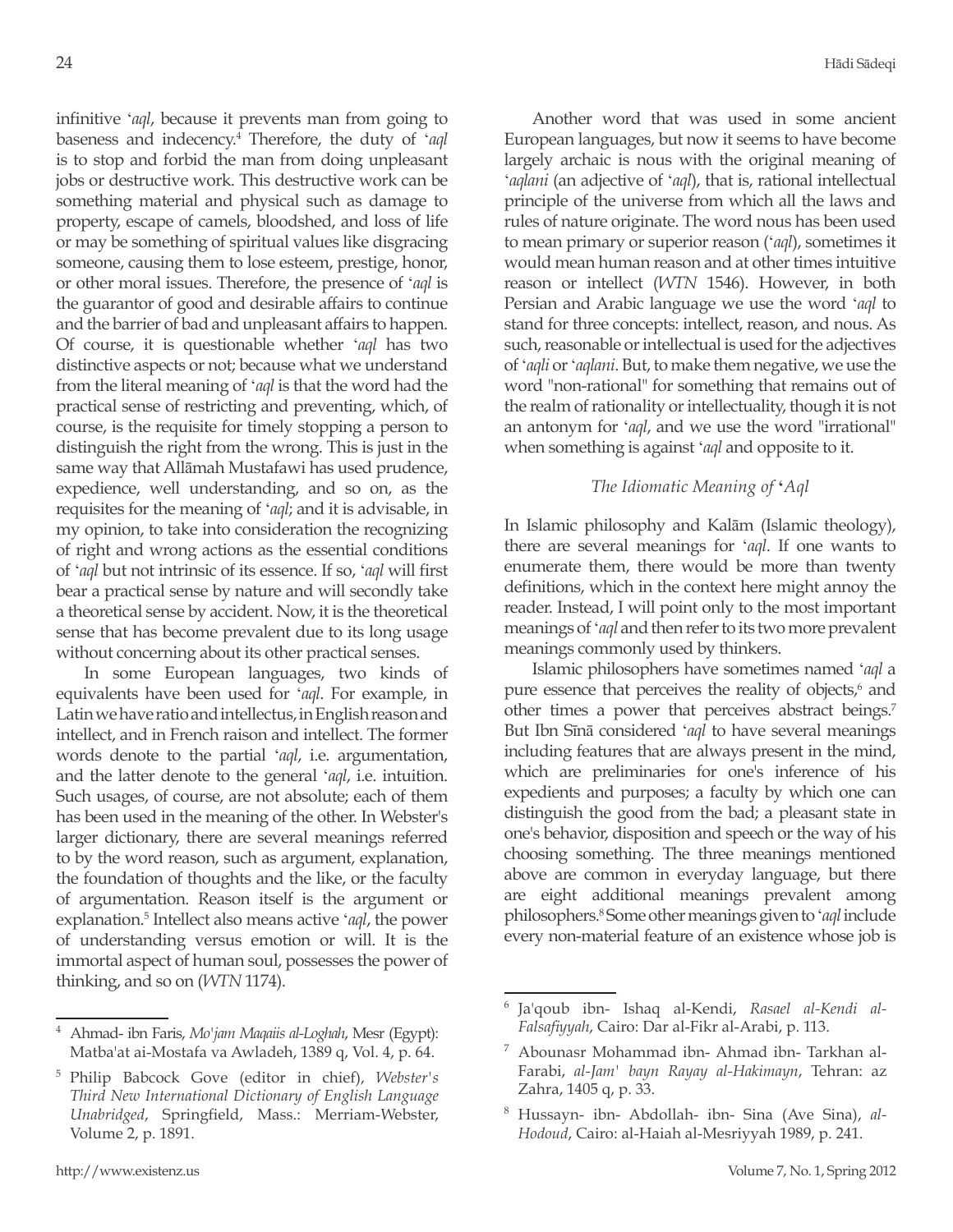infinitive ʻ*aql*, because it prevents man from going to baseness and indecency.[4] Therefore, the duty of ʻ*aql* is to stop and forbid the man from doing unpleasant jobs or destructive work. This destructive work can be something material and physical such as damage to property, escape of camels, bloodshed, and loss of life or may be something of spiritual values like disgracing someone, causing them to lose esteem, prestige, honor, or other moral issues. Therefore, the presence of ʻ*aql* is the guarantor of good and desirable affairs to continue and the barrier of bad and unpleasant affairs to happen. Of course, it is questionable whether ʻ*aql* has two distinctive aspects or not; because what we understand from the literal meaning of ʻ*aql* is that the word had the practical sense of restricting and preventing, which, of course, is the requisite for timely stopping a person to distinguish the right from the wrong. This is just in the same way that Allāmah Mustafawi has used prudence, expedience, well understanding, and so on, as the requisites for the meaning of ʻ*aql*; and it is advisable, in my opinion, to take into consideration the recognizing of right and wrong actions as the essential conditions of ʻ*aql* but not intrinsic of its essence. If so, ʻ*aql* will first bear a practical sense by nature and will secondly take a theoretical sense by accident. Now, it is the theoretical sense that has become prevalent due to its long usage without concerning about its other practical senses.

In some European languages, two kinds of equivalents have been used for ʻ*aql*. For example, in Latin we have ratio and intellectus, in English reason and intellect, and in French raison and intellect. The former words denote to the partial ʻ*aql*, i.e. argumentation, and the latter denote to the general ʻ*aql*, i.e. intuition. Such usages, of course, are not absolute; each of them has been used in the meaning of the other. In Webster's larger dictionary, there are several meanings referred to by the word reason, such as argument, explanation, the foundation of thoughts and the like, or the faculty of argumentation. Reason itself is the argument or explanation.[5] Intellect also means active ʻ*aql*, the power of understanding versus emotion or will. It is the immortal aspect of human soul, possesses the power of thinking, and so on (*WTN* 1174).

Another word that was used in some ancient European languages, but now it seems to have become largely archaic is nous with the original meaning of ʻ*aqlani* (an adjective of ʻ*aql*), that is, rational intellectual principle of the universe from which all the laws and rules of nature originate. The word nous has been used to mean primary or superior reason (ʻ*aql*), sometimes it would mean human reason and at other times intuitive reason or intellect (*WTN* 1546). However, in both Persian and Arabic language we use the word ʻ*aql* to stand for three concepts: intellect, reason, and nous. As such, reasonable or intellectual is used for the adjectives of ʻ*aqli* or ʻ*aqlani*. But, to make them negative, we use the word "non-rational" for something that remains out of the realm of rationality or intellectuality, though it is not an antonym for ʻ*aql*, and we use the word "irrational" when something is against ʻ*aql* and opposite to it.

### *The Idiomatic Meaning of* ʻ*Aql*

In Islamic philosophy and Kalām (Islamic theology), there are several meanings for ʻ*aql*. If one wants to enumerate them, there would be more than twenty definitions, which in the context here might annoy the reader. Instead, I will point only to the most important meanings of ʻ*aql* and then refer to its two more prevalent meanings commonly used by thinkers.

Islamic philosophers have sometimes named ʻ*aql* a pure essence that perceives the reality of objects,[6] and other times a power that perceives abstract beings.[7] But Ibn Sīnā considered ʻ*aql* to have several meanings including features that are always present in the mind, which are preliminaries for one's inference of his expedients and purposes; a faculty by which one can distinguish the good from the bad; a pleasant state in one's behavior, disposition and speech or the way of his choosing something. The three meanings mentioned above are common in everyday language, but there are eight additional meanings prevalent among philosophers.[8] Some other meanings given to ʻ*aql* include every non-material feature of an existence whose job is

---

[4] Ahmad- ibn Faris, *Mo'jam Maqaiis al-Loghah*, Mesr (Egypt): Matba'at ai-Mostafa va Awladeh, 1389 q, Vol. 4, p. 64.

[5] Philip Babcock Gove (editor in chief), *Webster's Third New International Dictionary of English Language Unabridged*, Springfield, Mass.: Merriam-Webster, Volume 2, p. 1891.

[6] Ja'qoub ibn- Ishaq al-Kendi, *Rasael al-Kendi al-Falsafiyyah*, Cairo: Dar al-Fikr al-Arabi, p. 113.

[7] Abounasr Mohammad ibn- Ahmad ibn- Tarkhan al-Farabi, *al-Jam' bayn Rayay al-Hakimayn*, Tehran: az Zahra, 1405 q, p. 33.

[8] Hussayn- ibn- Abdollah- ibn- Sina (Ave Sina), *al-Hodoud*, Cairo: al-Haiah al-Mesriyyah 1989, p. 241.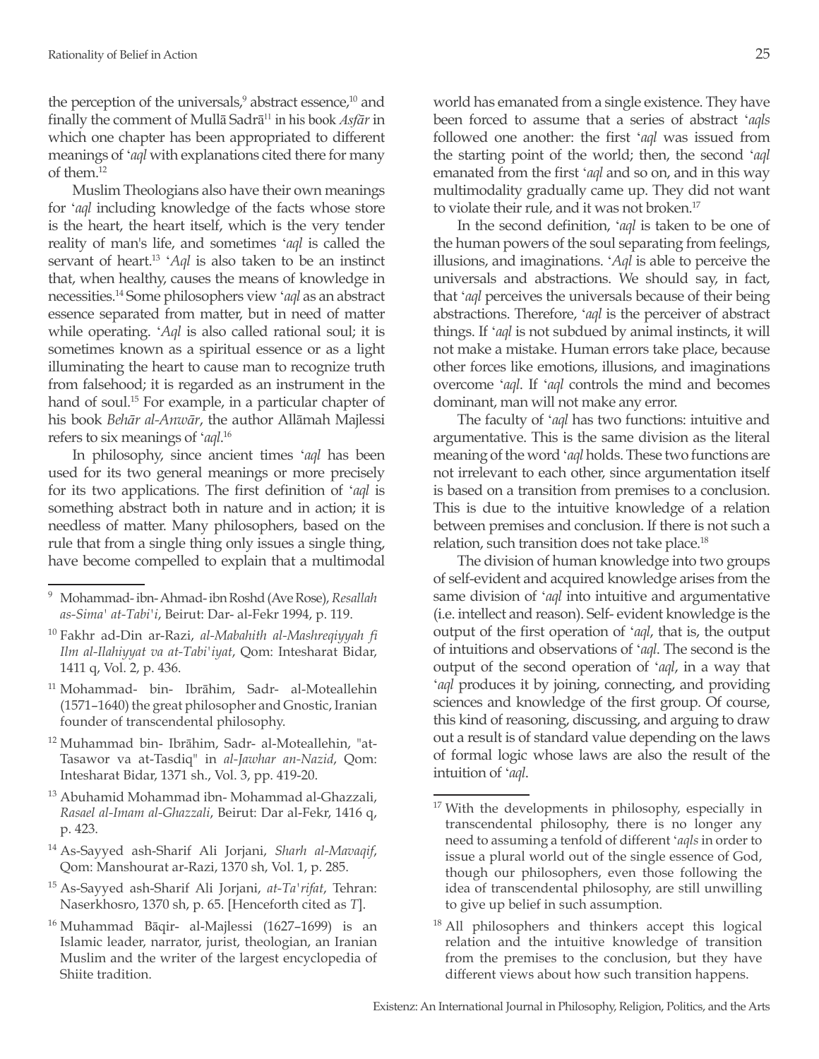the perception of the universals,[9] abstract essence,[10] and finally the comment of Mullā Sadrā[11] in his book *Asfār* in which one chapter has been appropriated to different meanings of '*aql* with explanations cited there for many of them.[12]

Muslim Theologians also have their own meanings for '*aql* including knowledge of the facts whose store is the heart, the heart itself, which is the very tender reality of man's life, and sometimes '*aql* is called the servant of heart.[13] '*Aql* is also taken to be an instinct that, when healthy, causes the means of knowledge in necessities.[14] Some philosophers view '*aql* as an abstract essence separated from matter, but in need of matter while operating. '*Aql* is also called rational soul; it is sometimes known as a spiritual essence or as a light illuminating the heart to cause man to recognize truth from falsehood; it is regarded as an instrument in the hand of soul.[15] For example, in a particular chapter of his book *Behār al-Anwār*, the author Allāmah Majlessi refers to six meanings of '*aql*.[16]

In philosophy, since ancient times '*aql* has been used for its two general meanings or more precisely for its two applications. The first definition of '*aql* is something abstract both in nature and in action; it is needless of matter. Many philosophers, based on the rule that from a single thing only issues a single thing, have become compelled to explain that a multimodal world has emanated from a single existence. They have been forced to assume that a series of abstract '*aqls* followed one another: the first '*aql* was issued from the starting point of the world; then, the second '*aql* emanated from the first '*aql* and so on, and in this way multimodality gradually came up. They did not want to violate their rule, and it was not broken.[17]

In the second definition, '*aql* is taken to be one of the human powers of the soul separating from feelings, illusions, and imaginations. '*Aql* is able to perceive the universals and abstractions. We should say, in fact, that '*aql* perceives the universals because of their being abstractions. Therefore, '*aql* is the perceiver of abstract things. If '*aql* is not subdued by animal instincts, it will not make a mistake. Human errors take place, because other forces like emotions, illusions, and imaginations overcome '*aql*. If '*aql* controls the mind and becomes dominant, man will not make any error.

The faculty of '*aql* has two functions: intuitive and argumentative. This is the same division as the literal meaning of the word '*aql* holds. These two functions are not irrelevant to each other, since argumentation itself is based on a transition from premises to a conclusion. This is due to the intuitive knowledge of a relation between premises and conclusion. If there is not such a relation, such transition does not take place.[18]

The division of human knowledge into two groups of self-evident and acquired knowledge arises from the same division of '*aql* into intuitive and argumentative (i.e. intellect and reason). Self- evident knowledge is the output of the first operation of '*aql*, that is, the output of intuitions and observations of '*aql*. The second is the output of the second operation of '*aql*, in a way that '*aql* produces it by joining, connecting, and providing sciences and knowledge of the first group. Of course, this kind of reasoning, discussing, and arguing to draw out a result is of standard value depending on the laws of formal logic whose laws are also the result of the intuition of '*aql*.

---

[9] Mohammad- ibn- Ahmad- ibn Roshd (Ave Rose), *Resallah as-Sima' at-Tabi'i*, Beirut: Dar- al-Fekr 1994, p. 119.

[10] Fakhr ad-Din ar-Razi, *al-Mabahith al-Mashreqiyyah fi Ilm al-Ilahiyyat va at-Tabi'iyat*, Qom: Intesharat Bidar, 1411 q, Vol. 2, p. 436.

[11] Mohammad- bin- Ibrāhim, Sadr- al-Moteallehin (1571–1640) the great philosopher and Gnostic, Iranian founder of transcendental philosophy.

[12] Muhammad bin- Ibrāhim, Sadr- al-Moteallehin, "at-Tasawor va at-Tasdiq" in *al-Jawhar an-Nazid*, Qom: Intesharat Bidar, 1371 sh., Vol. 3, pp. 419-20.

[13] Abuhamid Mohammad ibn- Mohammad al-Ghazzali, *Rasael al-Imam al-Ghazzali*, Beirut: Dar al-Fekr, 1416 q, p. 423.

[14] As-Sayyed ash-Sharif Ali Jorjani, *Sharh al-Mavaqif*, Qom: Manshourat ar-Razi, 1370 sh, Vol. 1, p. 285.

[15] As-Sayyed ash-Sharif Ali Jorjani, *at-Ta'rifat*, Tehran: Naserkhosro, 1370 sh, p. 65. [Henceforth cited as *T*].

[16] Muhammad Bāqir- al-Majlessi (1627–1699) is an Islamic leader, narrator, jurist, theologian, an Iranian Muslim and the writer of the largest encyclopedia of Shiite tradition.

[17] With the developments in philosophy, especially in transcendental philosophy, there is no longer any need to assuming a tenfold of different '*aqls* in order to issue a plural world out of the single essence of God, though our philosophers, even those following the idea of transcendental philosophy, are still unwilling to give up belief in such assumption.

[18] All philosophers and thinkers accept this logical relation and the intuitive knowledge of transition from the premises to the conclusion, but they have different views about how such transition happens.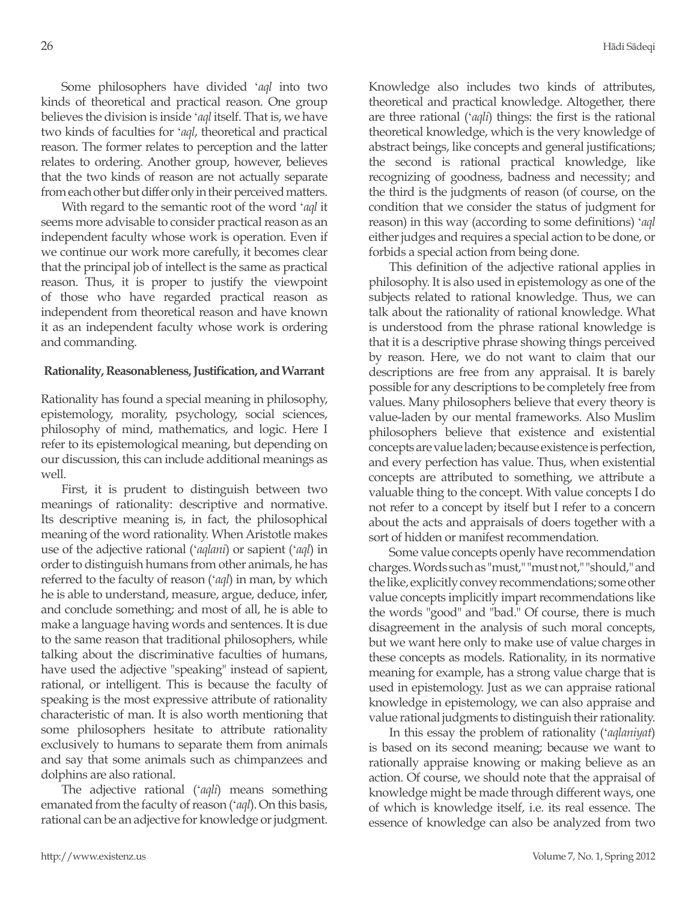Some philosophers have divided *'aql* into two kinds of theoretical and practical reason. One group believes the division is inside *'aql* itself. That is, we have two kinds of faculties for *'aql*, theoretical and practical reason. The former relates to perception and the latter relates to ordering. Another group, however, believes that the two kinds of reason are not actually separate from each other but differ only in their perceived matters.

With regard to the semantic root of the word *'aql* it seems more advisable to consider practical reason as an independent faculty whose work is operation. Even if we continue our work more carefully, it becomes clear that the principal job of intellect is the same as practical reason. Thus, it is proper to justify the viewpoint of those who have regarded practical reason as independent from theoretical reason and have known it as an independent faculty whose work is ordering and commanding.

### Rationality, Reasonableness, Justification, and Warrant

Rationality has found a special meaning in philosophy, epistemology, morality, psychology, social sciences, philosophy of mind, mathematics, and logic. Here I refer to its epistemological meaning, but depending on our discussion, this can include additional meanings as well.

First, it is prudent to distinguish between two meanings of rationality: descriptive and normative. Its descriptive meaning is, in fact, the philosophical meaning of the word rationality. When Aristotle makes use of the adjective rational (*'aqlani*) or sapient (*'aql*) in order to distinguish humans from other animals, he has referred to the faculty of reason (*'aql*) in man, by which he is able to understand, measure, argue, deduce, infer, and conclude something; and most of all, he is able to make a language having words and sentences. It is due to the same reason that traditional philosophers, while talking about the discriminative faculties of humans, have used the adjective "speaking" instead of sapient, rational, or intelligent. This is because the faculty of speaking is the most expressive attribute of rationality characteristic of man. It is also worth mentioning that some philosophers hesitate to attribute rationality exclusively to humans to separate them from animals and say that some animals such as chimpanzees and dolphins are also rational.

The adjective rational (*'aqli*) means something emanated from the faculty of reason (*'aql*). On this basis, rational can be an adjective for knowledge or judgment. Knowledge also includes two kinds of attributes, theoretical and practical knowledge. Altogether, there are three rational (*'aqli*) things: the first is the rational theoretical knowledge, which is the very knowledge of abstract beings, like concepts and general justifications; the second is rational practical knowledge, like recognizing of goodness, badness and necessity; and the third is the judgments of reason (of course, on the condition that we consider the status of judgment for reason) in this way (according to some definitions) *'aql* either judges and requires a special action to be done, or forbids a special action from being done.

This definition of the adjective rational applies in philosophy. It is also used in epistemology as one of the subjects related to rational knowledge. Thus, we can talk about the rationality of rational knowledge. What is understood from the phrase rational knowledge is that it is a descriptive phrase showing things perceived by reason. Here, we do not want to claim that our descriptions are free from any appraisal. It is barely possible for any descriptions to be completely free from values. Many philosophers believe that every theory is value-laden by our mental frameworks. Also Muslim philosophers believe that existence and existential concepts are value laden; because existence is perfection, and every perfection has value. Thus, when existential concepts are attributed to something, we attribute a valuable thing to the concept. With value concepts I do not refer to a concept by itself but I refer to a concern about the acts and appraisals of doers together with a sort of hidden or manifest recommendation.

Some value concepts openly have recommendation charges. Words such as "must," "must not," "should," and the like, explicitly convey recommendations; some other value concepts implicitly impart recommendations like the words "good" and "bad." Of course, there is much disagreement in the analysis of such moral concepts, but we want here only to make use of value charges in these concepts as models. Rationality, in its normative meaning for example, has a strong value charge that is used in epistemology. Just as we can appraise rational knowledge in epistemology, we can also appraise and value rational judgments to distinguish their rationality.

In this essay the problem of rationality (*'aqlaniyat*) is based on its second meaning; because we want to rationally appraise knowing or making believe as an action. Of course, we should note that the appraisal of knowledge might be made through different ways, one of which is knowledge itself, i.e. its real essence. The essence of knowledge can also be analyzed from two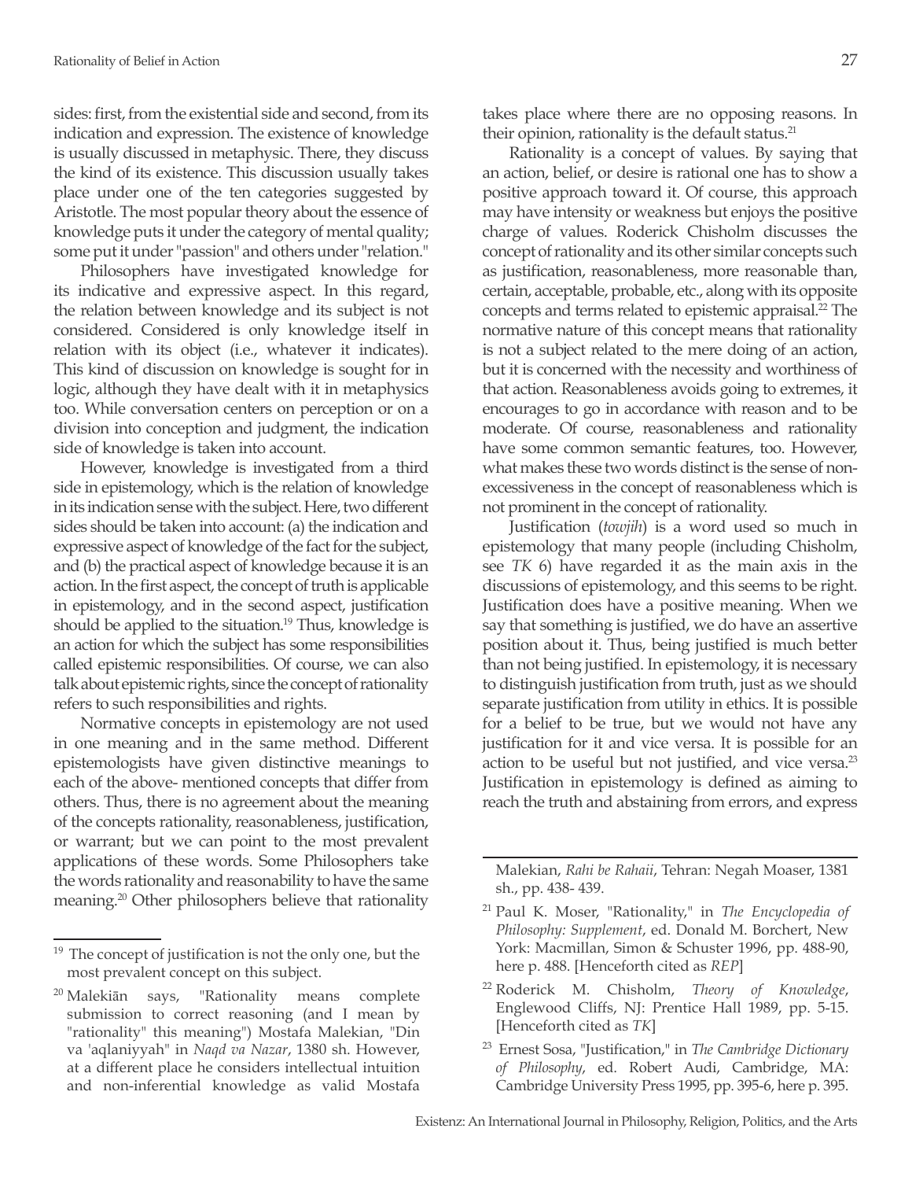sides: first, from the existential side and second, from its indication and expression. The existence of knowledge is usually discussed in metaphysic. There, they discuss the kind of its existence. This discussion usually takes place under one of the ten categories suggested by Aristotle. The most popular theory about the essence of knowledge puts it under the category of mental quality; some put it under "passion" and others under "relation."

Philosophers have investigated knowledge for its indicative and expressive aspect. In this regard, the relation between knowledge and its subject is not considered. Considered is only knowledge itself in relation with its object (i.e., whatever it indicates). This kind of discussion on knowledge is sought for in logic, although they have dealt with it in metaphysics too. While conversation centers on perception or on a division into conception and judgment, the indication side of knowledge is taken into account.

However, knowledge is investigated from a third side in epistemology, which is the relation of knowledge in its indication sense with the subject. Here, two different sides should be taken into account: (a) the indication and expressive aspect of knowledge of the fact for the subject, and (b) the practical aspect of knowledge because it is an action. In the first aspect, the concept of truth is applicable in epistemology, and in the second aspect, justification should be applied to the situation.[19] Thus, knowledge is an action for which the subject has some responsibilities called epistemic responsibilities. Of course, we can also talk about epistemic rights, since the concept of rationality refers to such responsibilities and rights.

Normative concepts in epistemology are not used in one meaning and in the same method. Different epistemologists have given distinctive meanings to each of the above- mentioned concepts that differ from others. Thus, there is no agreement about the meaning of the concepts rationality, reasonableness, justification, or warrant; but we can point to the most prevalent applications of these words. Some Philosophers take the words rationality and reasonability to have the same meaning.[20] Other philosophers believe that rationality takes place where there are no opposing reasons. In their opinion, rationality is the default status.[21]

Rationality is a concept of values. By saying that an action, belief, or desire is rational one has to show a positive approach toward it. Of course, this approach may have intensity or weakness but enjoys the positive charge of values. Roderick Chisholm discusses the concept of rationality and its other similar concepts such as justification, reasonableness, more reasonable than, certain, acceptable, probable, etc., along with its opposite concepts and terms related to epistemic appraisal.[22] The normative nature of this concept means that rationality is not a subject related to the mere doing of an action, but it is concerned with the necessity and worthiness of that action. Reasonableness avoids going to extremes, it encourages to go in accordance with reason and to be moderate. Of course, reasonableness and rationality have some common semantic features, too. However, what makes these two words distinct is the sense of non-excessiveness in the concept of reasonableness which is not prominent in the concept of rationality.

Justification (*towjih*) is a word used so much in epistemology that many people (including Chisholm, see *TK* 6) have regarded it as the main axis in the discussions of epistemology, and this seems to be right. Justification does have a positive meaning. When we say that something is justified, we do have an assertive position about it. Thus, being justified is much better than not being justified. In epistemology, it is necessary to distinguish justification from truth, just as we should separate justification from utility in ethics. It is possible for a belief to be true, but we would not have any justification for it and vice versa. It is possible for an action to be useful but not justified, and vice versa.[23] Justification in epistemology is defined as aiming to reach the truth and abstaining from errors, and express

---

[19] The concept of justification is not the only one, but the most prevalent concept on this subject.

[20] Malekiān says, "Rationality means complete submission to correct reasoning (and I mean by "rationality" this meaning") Mostafa Malekian, "Din va 'aqlaniyyah" in *Naqd va Nazar*, 1380 sh. However, at a different place he considers intellectual intuition and non-inferential knowledge as valid Mostafa Malekian, *Rahi be Rahaii*, Tehran: Negah Moaser, 1381 sh., pp. 438- 439.

[21] Paul K. Moser, "Rationality," in *The Encyclopedia of Philosophy: Supplement*, ed. Donald M. Borchert, New York: Macmillan, Simon & Schuster 1996, pp. 488-90, here p. 488. [Henceforth cited as *REP*]

[22] Roderick M. Chisholm, *Theory of Knowledge*, Englewood Cliffs, NJ: Prentice Hall 1989, pp. 5-15. [Henceforth cited as *TK*]

[23] Ernest Sosa, "Justification," in *The Cambridge Dictionary of Philosophy*, ed. Robert Audi, Cambridge, MA: Cambridge University Press 1995, pp. 395-6, here p. 395.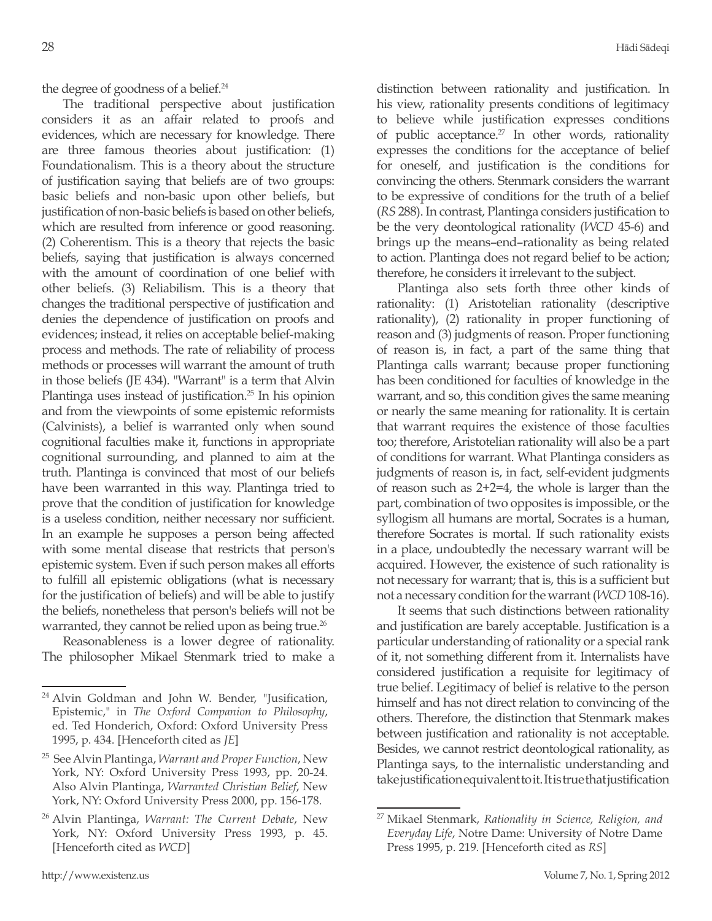the degree of goodness of a belief.[24]

The traditional perspective about justification considers it as an affair related to proofs and evidences, which are necessary for knowledge. There are three famous theories about justification: (1) Foundationalism. This is a theory about the structure of justification saying that beliefs are of two groups: basic beliefs and non-basic upon other beliefs, but justification of non-basic beliefs is based on other beliefs, which are resulted from inference or good reasoning. (2) Coherentism. This is a theory that rejects the basic beliefs, saying that justification is always concerned with the amount of coordination of one belief with other beliefs. (3) Reliabilism. This is a theory that changes the traditional perspective of justification and denies the dependence of justification on proofs and evidences; instead, it relies on acceptable belief-making process and methods. The rate of reliability of process methods or processes will warrant the amount of truth in those beliefs (JE 434). "Warrant" is a term that Alvin Plantinga uses instead of justification.[25] In his opinion and from the viewpoints of some epistemic reformists (Calvinists), a belief is warranted only when sound cognitional faculties make it, functions in appropriate cognitional surrounding, and planned to aim at the truth. Plantinga is convinced that most of our beliefs have been warranted in this way. Plantinga tried to prove that the condition of justification for knowledge is a useless condition, neither necessary nor sufficient. In an example he supposes a person being affected with some mental disease that restricts that person's epistemic system. Even if such person makes all efforts to fulfill all epistemic obligations (what is necessary for the justification of beliefs) and will be able to justify the beliefs, nonetheless that person's beliefs will not be warranted, they cannot be relied upon as being true.[26]

Reasonableness is a lower degree of rationality. The philosopher Mikael Stenmark tried to make a distinction between rationality and justification. In his view, rationality presents conditions of legitimacy to believe while justification expresses conditions of public acceptance.[27] In other words, rationality expresses the conditions for the acceptance of belief for oneself, and justification is the conditions for convincing the others. Stenmark considers the warrant to be expressive of conditions for the truth of a belief (*RS* 288). In contrast, Plantinga considers justification to be the very deontological rationality (*WCD* 45-6) and brings up the means–end–rationality as being related to action. Plantinga does not regard belief to be action; therefore, he considers it irrelevant to the subject.

Plantinga also sets forth three other kinds of rationality: (1) Aristotelian rationality (descriptive rationality), (2) rationality in proper functioning of reason and (3) judgments of reason. Proper functioning of reason is, in fact, a part of the same thing that Plantinga calls warrant; because proper functioning has been conditioned for faculties of knowledge in the warrant, and so, this condition gives the same meaning or nearly the same meaning for rationality. It is certain that warrant requires the existence of those faculties too; therefore, Aristotelian rationality will also be a part of conditions for warrant. What Plantinga considers as judgments of reason is, in fact, self-evident judgments of reason such as 2+2=4, the whole is larger than the part, combination of two opposites is impossible, or the syllogism all humans are mortal, Socrates is a human, therefore Socrates is mortal. If such rationality exists in a place, undoubtedly the necessary warrant will be acquired. However, the existence of such rationality is not necessary for warrant; that is, this is a sufficient but not a necessary condition for the warrant (*WCD* 108-16).

It seems that such distinctions between rationality and justification are barely acceptable. Justification is a particular understanding of rationality or a special rank of it, not something different from it. Internalists have considered justification a requisite for legitimacy of true belief. Legitimacy of belief is relative to the person himself and has not direct relation to convincing of the others. Therefore, the distinction that Stenmark makes between justification and rationality is not acceptable. Besides, we cannot restrict deontological rationality, as Plantinga says, to the internalistic understanding and take justification equivalent to it. It is true that justification

---

[24] Alvin Goldman and John W. Bender, "Jusification, Epistemic," in *The Oxford Companion to Philosophy*, ed. Ted Honderich, Oxford: Oxford University Press 1995, p. 434. [Henceforth cited as *JE*]

[25] See Alvin Plantinga, *Warrant and Proper Function*, New York, NY: Oxford University Press 1993, pp. 20-24. Also Alvin Plantinga, *Warranted Christian Belief*, New York, NY: Oxford University Press 2000, pp. 156-178.

[26] Alvin Plantinga, *Warrant: The Current Debate*, New York, NY: Oxford University Press 1993, p. 45. [Henceforth cited as *WCD*]

[27] Mikael Stenmark, *Rationality in Science, Religion, and Everyday Life*, Notre Dame: University of Notre Dame Press 1995, p. 219. [Henceforth cited as *RS*]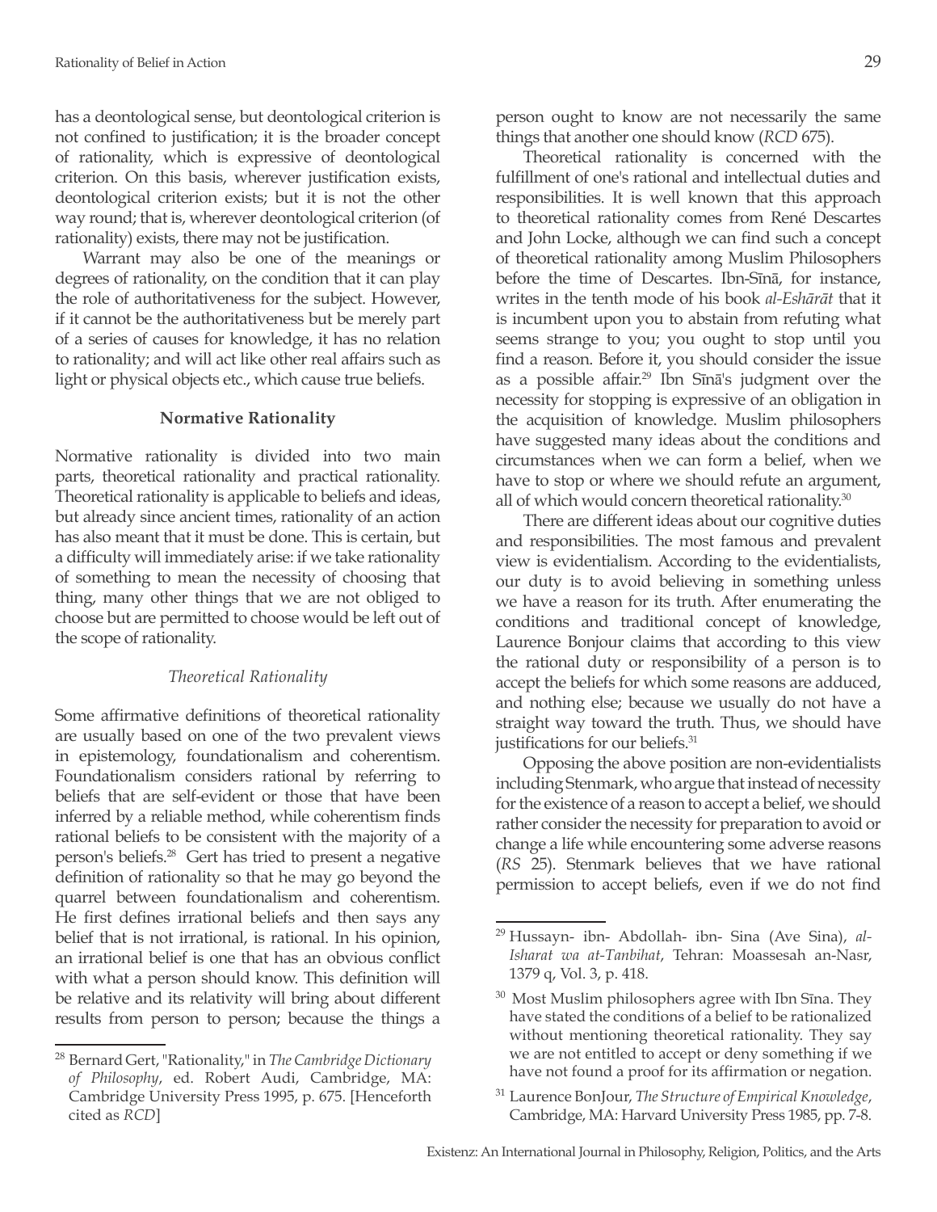has a deontological sense, but deontological criterion is not confined to justification; it is the broader concept of rationality, which is expressive of deontological criterion. On this basis, wherever justification exists, deontological criterion exists; but it is not the other way round; that is, wherever deontological criterion (of rationality) exists, there may not be justification.

Warrant may also be one of the meanings or degrees of rationality, on the condition that it can play the role of authoritativeness for the subject. However, if it cannot be the authoritativeness but be merely part of a series of causes for knowledge, it has no relation to rationality; and will act like other real affairs such as light or physical objects etc., which cause true beliefs.

## Normative Rationality

Normative rationality is divided into two main parts, theoretical rationality and practical rationality. Theoretical rationality is applicable to beliefs and ideas, but already since ancient times, rationality of an action has also meant that it must be done. This is certain, but a difficulty will immediately arise: if we take rationality of something to mean the necessity of choosing that thing, many other things that we are not obliged to choose but are permitted to choose would be left out of the scope of rationality.

### *Theoretical Rationality*

Some affirmative definitions of theoretical rationality are usually based on one of the two prevalent views in epistemology, foundationalism and coherentism. Foundationalism considers rational by referring to beliefs that are self-evident or those that have been inferred by a reliable method, while coherentism finds rational beliefs to be consistent with the majority of a person's beliefs.[28] Gert has tried to present a negative definition of rationality so that he may go beyond the quarrel between foundationalism and coherentism. He first defines irrational beliefs and then says any belief that is not irrational, is rational. In his opinion, an irrational belief is one that has an obvious conflict with what a person should know. This definition will be relative and its relativity will bring about different results from person to person; because the things a person ought to know are not necessarily the same things that another one should know (*RCD* 675).

Theoretical rationality is concerned with the fulfillment of one's rational and intellectual duties and responsibilities. It is well known that this approach to theoretical rationality comes from René Descartes and John Locke, although we can find such a concept of theoretical rationality among Muslim Philosophers before the time of Descartes. Ibn-Sīnā, for instance, writes in the tenth mode of his book *al-Eshārāt* that it is incumbent upon you to abstain from refuting what seems strange to you; you ought to stop until you find a reason. Before it, you should consider the issue as a possible affair.[29] Ibn Sīnā's judgment over the necessity for stopping is expressive of an obligation in the acquisition of knowledge. Muslim philosophers have suggested many ideas about the conditions and circumstances when we can form a belief, when we have to stop or where we should refute an argument, all of which would concern theoretical rationality.[30]

There are different ideas about our cognitive duties and responsibilities. The most famous and prevalent view is evidentialism. According to the evidentialists, our duty is to avoid believing in something unless we have a reason for its truth. After enumerating the conditions and traditional concept of knowledge, Laurence Bonjour claims that according to this view the rational duty or responsibility of a person is to accept the beliefs for which some reasons are adduced, and nothing else; because we usually do not have a straight way toward the truth. Thus, we should have justifications for our beliefs.[31]

Opposing the above position are non-evidentialists including Stenmark, who argue that instead of necessity for the existence of a reason to accept a belief, we should rather consider the necessity for preparation to avoid or change a life while encountering some adverse reasons (*RS* 25). Stenmark believes that we have rational permission to accept beliefs, even if we do not find

---

[28] Bernard Gert, "Rationality," in *The Cambridge Dictionary of Philosophy*, ed. Robert Audi, Cambridge, MA: Cambridge University Press 1995, p. 675. [Henceforth cited as *RCD*]

[29] Hussayn- ibn- Abdollah- ibn- Sina (Ave Sina), *al-Isharat wa at-Tanbihat*, Tehran: Moassesah an-Nasr, 1379 q, Vol. 3, p. 418.

[30] Most Muslim philosophers agree with Ibn Sīna. They have stated the conditions of a belief to be rationalized without mentioning theoretical rationality. They say we are not entitled to accept or deny something if we have not found a proof for its affirmation or negation.

[31] Laurence BonJour, *The Structure of Empirical Knowledge*, Cambridge, MA: Harvard University Press 1985, pp. 7-8.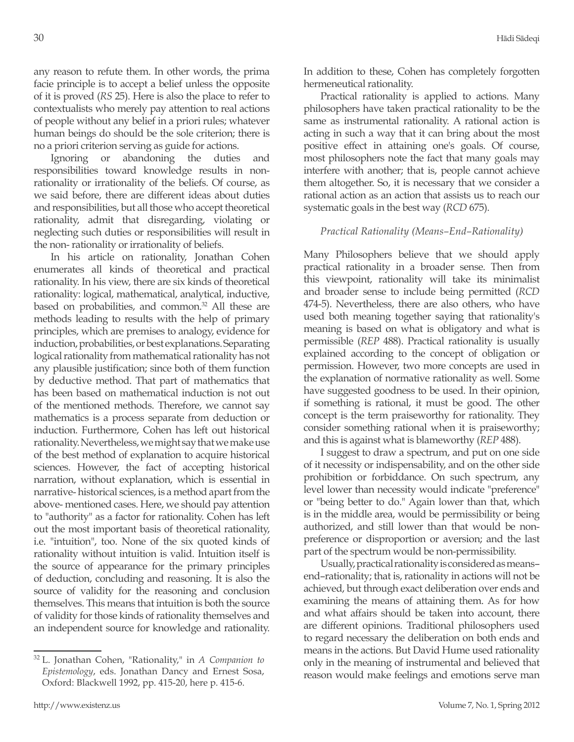any reason to refute them. In other words, the prima facie principle is to accept a belief unless the opposite of it is proved (*RS* 25). Here is also the place to refer to contextualists who merely pay attention to real actions of people without any belief in a priori rules; whatever human beings do should be the sole criterion; there is no a priori criterion serving as guide for actions.

Ignoring or abandoning the duties and responsibilities toward knowledge results in non-rationality or irrationality of the beliefs. Of course, as we said before, there are different ideas about duties and responsibilities, but all those who accept theoretical rationality, admit that disregarding, violating or neglecting such duties or responsibilities will result in the non- rationality or irrationality of beliefs.

In his article on rationality, Jonathan Cohen enumerates all kinds of theoretical and practical rationality. In his view, there are six kinds of theoretical rationality: logical, mathematical, analytical, inductive, based on probabilities, and common.[32] All these are methods leading to results with the help of primary principles, which are premises to analogy, evidence for induction, probabilities, or best explanations. Separating logical rationality from mathematical rationality has not any plausible justification; since both of them function by deductive method. That part of mathematics that has been based on mathematical induction is not out of the mentioned methods. Therefore, we cannot say mathematics is a process separate from deduction or induction. Furthermore, Cohen has left out historical rationality. Nevertheless, we might say that we make use of the best method of explanation to acquire historical sciences. However, the fact of accepting historical narration, without explanation, which is essential in narrative- historical sciences, is a method apart from the above- mentioned cases. Here, we should pay attention to "authority" as a factor for rationality. Cohen has left out the most important basis of theoretical rationality, i.e. "intuition", too. None of the six quoted kinds of rationality without intuition is valid. Intuition itself is the source of appearance for the primary principles of deduction, concluding and reasoning. It is also the source of validity for the reasoning and conclusion themselves. This means that intuition is both the source of validity for those kinds of rationality themselves and an independent source for knowledge and rationality. In addition to these, Cohen has completely forgotten hermeneutical rationality.

Practical rationality is applied to actions. Many philosophers have taken practical rationality to be the same as instrumental rationality. A rational action is acting in such a way that it can bring about the most positive effect in attaining one's goals. Of course, most philosophers note the fact that many goals may interfere with another; that is, people cannot achieve them altogether. So, it is necessary that we consider a rational action as an action that assists us to reach our systematic goals in the best way (*RCD* 675).

### *Practical Rationality (Means–End–Rationality)*

Many Philosophers believe that we should apply practical rationality in a broader sense. Then from this viewpoint, rationality will take its minimalist and broader sense to include being permitted (*RCD* 474-5). Nevertheless, there are also others, who have used both meaning together saying that rationality's meaning is based on what is obligatory and what is permissible (*REP* 488). Practical rationality is usually explained according to the concept of obligation or permission. However, two more concepts are used in the explanation of normative rationality as well. Some have suggested goodness to be used. In their opinion, if something is rational, it must be good. The other concept is the term praiseworthy for rationality. They consider something rational when it is praiseworthy; and this is against what is blameworthy (*REP* 488).

I suggest to draw a spectrum, and put on one side of it necessity or indispensability, and on the other side prohibition or forbiddance. On such spectrum, any level lower than necessity would indicate "preference" or "being better to do." Again lower than that, which is in the middle area, would be permissibility or being authorized, and still lower than that would be non-preference or disproportion or aversion; and the last part of the spectrum would be non-permissibility.

Usually, practical rationality is considered as means–end–rationality; that is, rationality in actions will not be achieved, but through exact deliberation over ends and examining the means of attaining them. As for how and what affairs should be taken into account, there are different opinions. Traditional philosophers used to regard necessary the deliberation on both ends and means in the actions. But David Hume used rationality only in the meaning of instrumental and believed that reason would make feelings and emotions serve man

---

[32] L. Jonathan Cohen, "Rationality," in *A Companion to Epistemology*, eds. Jonathan Dancy and Ernest Sosa, Oxford: Blackwell 1992, pp. 415-20, here p. 415-6.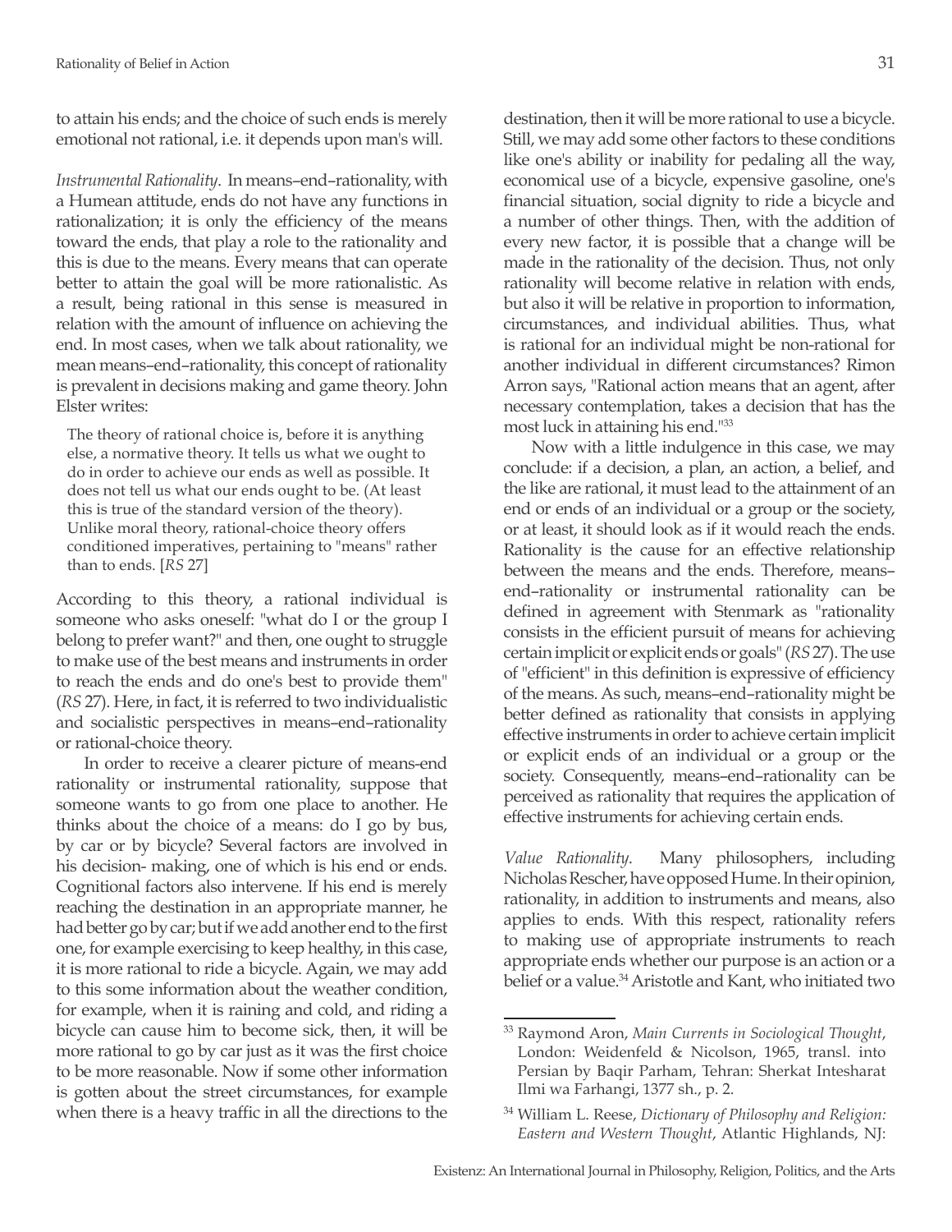to attain his ends; and the choice of such ends is merely emotional not rational, i.e. it depends upon man's will.

*Instrumental Rationality*. In means–end–rationality, with a Humean attitude, ends do not have any functions in rationalization; it is only the efficiency of the means toward the ends, that play a role to the rationality and this is due to the means. Every means that can operate better to attain the goal will be more rationalistic. As a result, being rational in this sense is measured in relation with the amount of influence on achieving the end. In most cases, when we talk about rationality, we mean means–end–rationality, this concept of rationality is prevalent in decisions making and game theory. John Elster writes:

> The theory of rational choice is, before it is anything else, a normative theory. It tells us what we ought to do in order to achieve our ends as well as possible. It does not tell us what our ends ought to be. (At least this is true of the standard version of the theory). Unlike moral theory, rational-choice theory offers conditioned imperatives, pertaining to "means" rather than to ends. [*RS* 27]

According to this theory, a rational individual is someone who asks oneself: "what do I or the group I belong to prefer want?" and then, one ought to struggle to make use of the best means and instruments in order to reach the ends and do one's best to provide them" (*RS* 27). Here, in fact, it is referred to two individualistic and socialistic perspectives in means–end–rationality or rational-choice theory.

In order to receive a clearer picture of means-end rationality or instrumental rationality, suppose that someone wants to go from one place to another. He thinks about the choice of a means: do I go by bus, by car or by bicycle? Several factors are involved in his decision- making, one of which is his end or ends. Cognitional factors also intervene. If his end is merely reaching the destination in an appropriate manner, he had better go by car; but if we add another end to the first one, for example exercising to keep healthy, in this case, it is more rational to ride a bicycle. Again, we may add to this some information about the weather condition, for example, when it is raining and cold, and riding a bicycle can cause him to become sick, then, it will be more rational to go by car just as it was the first choice to be more reasonable. Now if some other information is gotten about the street circumstances, for example when there is a heavy traffic in all the directions to the destination, then it will be more rational to use a bicycle. Still, we may add some other factors to these conditions like one's ability or inability for pedaling all the way, economical use of a bicycle, expensive gasoline, one's financial situation, social dignity to ride a bicycle and a number of other things. Then, with the addition of every new factor, it is possible that a change will be made in the rationality of the decision. Thus, not only rationality will become relative in relation with ends, but also it will be relative in proportion to information, circumstances, and individual abilities. Thus, what is rational for an individual might be non-rational for another individual in different circumstances? Rimon Arron says, "Rational action means that an agent, after necessary contemplation, takes a decision that has the most luck in attaining his end."[33]

Now with a little indulgence in this case, we may conclude: if a decision, a plan, an action, a belief, and the like are rational, it must lead to the attainment of an end or ends of an individual or a group or the society, or at least, it should look as if it would reach the ends. Rationality is the cause for an effective relationship between the means and the ends. Therefore, means–end–rationality or instrumental rationality can be defined in agreement with Stenmark as "rationality consists in the efficient pursuit of means for achieving certain implicit or explicit ends or goals" (*RS* 27). The use of "efficient" in this definition is expressive of efficiency of the means. As such, means–end–rationality might be better defined as rationality that consists in applying effective instruments in order to achieve certain implicit or explicit ends of an individual or a group or the society. Consequently, means–end–rationality can be perceived as rationality that requires the application of effective instruments for achieving certain ends.

*Value Rationality*. Many philosophers, including Nicholas Rescher, have opposed Hume. In their opinion, rationality, in addition to instruments and means, also applies to ends. With this respect, rationality refers to making use of appropriate instruments to reach appropriate ends whether our purpose is an action or a belief or a value.[34] Aristotle and Kant, who initiated two

---

[33] Raymond Aron, *Main Currents in Sociological Thought*, London: Weidenfeld & Nicolson, 1965, transl. into Persian by Baqir Parham, Tehran: Sherkat Intesharat Ilmi wa Farhangi, 1377 sh., p. 2.

[34] William L. Reese, *Dictionary of Philosophy and Religion: Eastern and Western Thought*, Atlantic Highlands, NJ: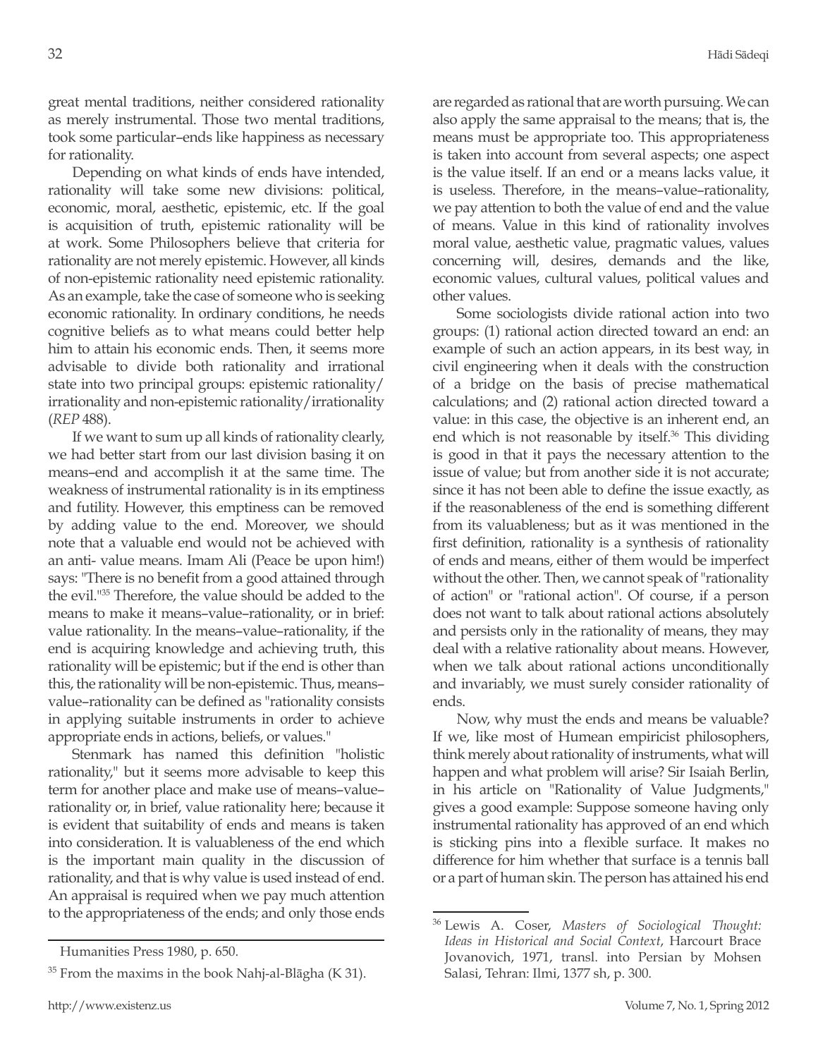great mental traditions, neither considered rationality as merely instrumental. Those two mental traditions, took some particular–ends like happiness as necessary for rationality.

Depending on what kinds of ends have intended, rationality will take some new divisions: political, economic, moral, aesthetic, epistemic, etc. If the goal is acquisition of truth, epistemic rationality will be at work. Some Philosophers believe that criteria for rationality are not merely epistemic. However, all kinds of non-epistemic rationality need epistemic rationality. As an example, take the case of someone who is seeking economic rationality. In ordinary conditions, he needs cognitive beliefs as to what means could better help him to attain his economic ends. Then, it seems more advisable to divide both rationality and irrational state into two principal groups: epistemic rationality/irrationality and non-epistemic rationality/irrationality (*REP* 488).

If we want to sum up all kinds of rationality clearly, we had better start from our last division basing it on means–end and accomplish it at the same time. The weakness of instrumental rationality is in its emptiness and futility. However, this emptiness can be removed by adding value to the end. Moreover, we should note that a valuable end would not be achieved with an anti- value means. Imam Ali (Peace be upon him!) says: "There is no benefit from a good attained through the evil."[35] Therefore, the value should be added to the means to make it means–value–rationality, or in brief: value rationality. In the means–value–rationality, if the end is acquiring knowledge and achieving truth, this rationality will be epistemic; but if the end is other than this, the rationality will be non-epistemic. Thus, means–value–rationality can be defined as "rationality consists in applying suitable instruments in order to achieve appropriate ends in actions, beliefs, or values."

Stenmark has named this definition "holistic rationality," but it seems more advisable to keep this term for another place and make use of means–value–rationality or, in brief, value rationality here; because it is evident that suitability of ends and means is taken into consideration. It is valuableness of the end which is the important main quality in the discussion of rationality, and that is why value is used instead of end. An appraisal is required when we pay much attention to the appropriateness of the ends; and only those ends are regarded as rational that are worth pursuing. We can also apply the same appraisal to the means; that is, the means must be appropriate too. This appropriateness is taken into account from several aspects; one aspect is the value itself. If an end or a means lacks value, it is useless. Therefore, in the means–value–rationality, we pay attention to both the value of end and the value of means. Value in this kind of rationality involves moral value, aesthetic value, pragmatic values, values concerning will, desires, demands and the like, economic values, cultural values, political values and other values.

Some sociologists divide rational action into two groups: (1) rational action directed toward an end: an example of such an action appears, in its best way, in civil engineering when it deals with the construction of a bridge on the basis of precise mathematical calculations; and (2) rational action directed toward a value: in this case, the objective is an inherent end, an end which is not reasonable by itself.[36] This dividing is good in that it pays the necessary attention to the issue of value; but from another side it is not accurate; since it has not been able to define the issue exactly, as if the reasonableness of the end is something different from its valuableness; but as it was mentioned in the first definition, rationality is a synthesis of rationality of ends and means, either of them would be imperfect without the other. Then, we cannot speak of "rationality of action" or "rational action". Of course, if a person does not want to talk about rational actions absolutely and persists only in the rationality of means, they may deal with a relative rationality about means. However, when we talk about rational actions unconditionally and invariably, we must surely consider rationality of ends.

Now, why must the ends and means be valuable? If we, like most of Humean empiricist philosophers, think merely about rationality of instruments, what will happen and what problem will arise? Sir Isaiah Berlin, in his article on "Rationality of Value Judgments," gives a good example: Suppose someone having only instrumental rationality has approved of an end which is sticking pins into a flexible surface. It makes no difference for him whether that surface is a tennis ball or a part of human skin. The person has attained his end

---

Humanities Press 1980, p. 650.

[35] From the maxims in the book Nahj-al-Blāgha (K 31).

[36] Lewis A. Coser, *Masters of Sociological Thought: Ideas in Historical and Social Context*, Harcourt Brace Jovanovich, 1971, transl. into Persian by Mohsen Salasi, Tehran: Ilmi, 1377 sh, p. 300.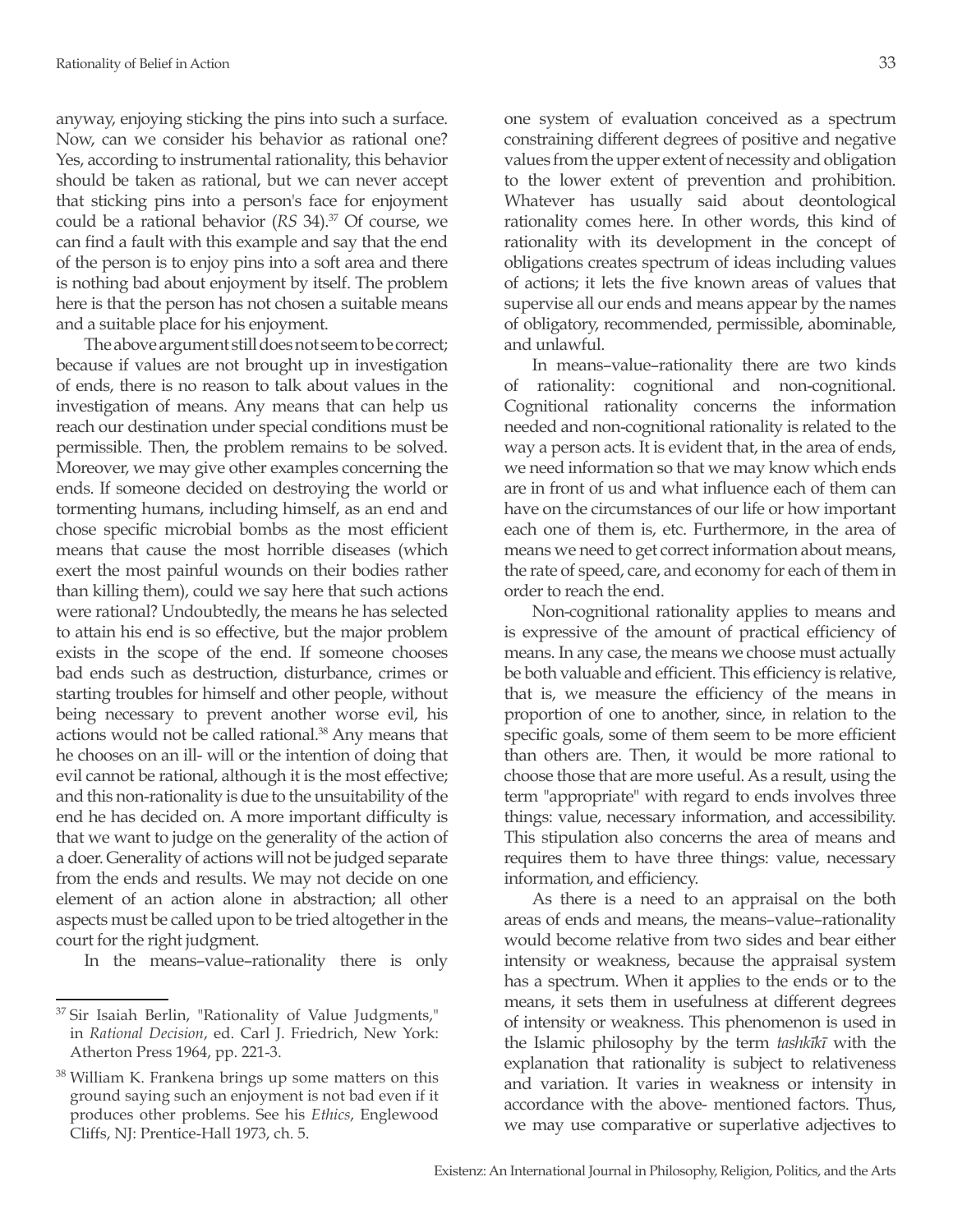anyway, enjoying sticking the pins into such a surface. Now, can we consider his behavior as rational one? Yes, according to instrumental rationality, this behavior should be taken as rational, but we can never accept that sticking pins into a person's face for enjoyment could be a rational behavior (*RS* 34).[37] Of course, we can find a fault with this example and say that the end of the person is to enjoy pins into a soft area and there is nothing bad about enjoyment by itself. The problem here is that the person has not chosen a suitable means and a suitable place for his enjoyment.

The above argument still does not seem to be correct; because if values are not brought up in investigation of ends, there is no reason to talk about values in the investigation of means. Any means that can help us reach our destination under special conditions must be permissible. Then, the problem remains to be solved. Moreover, we may give other examples concerning the ends. If someone decided on destroying the world or tormenting humans, including himself, as an end and chose specific microbial bombs as the most efficient means that cause the most horrible diseases (which exert the most painful wounds on their bodies rather than killing them), could we say here that such actions were rational? Undoubtedly, the means he has selected to attain his end is so effective, but the major problem exists in the scope of the end. If someone chooses bad ends such as destruction, disturbance, crimes or starting troubles for himself and other people, without being necessary to prevent another worse evil, his actions would not be called rational.[38] Any means that he chooses on an ill- will or the intention of doing that evil cannot be rational, although it is the most effective; and this non-rationality is due to the unsuitability of the end he has decided on. A more important difficulty is that we want to judge on the generality of the action of a doer. Generality of actions will not be judged separate from the ends and results. We may not decide on one element of an action alone in abstraction; all other aspects must be called upon to be tried altogether in the court for the right judgment.

In the means–value–rationality there is only one system of evaluation conceived as a spectrum constraining different degrees of positive and negative values from the upper extent of necessity and obligation to the lower extent of prevention and prohibition. Whatever has usually said about deontological rationality comes here. In other words, this kind of rationality with its development in the concept of obligations creates spectrum of ideas including values of actions; it lets the five known areas of values that supervise all our ends and means appear by the names of obligatory, recommended, permissible, abominable, and unlawful.

In means–value–rationality there are two kinds of rationality: cognitional and non-cognitional. Cognitional rationality concerns the information needed and non-cognitional rationality is related to the way a person acts. It is evident that, in the area of ends, we need information so that we may know which ends are in front of us and what influence each of them can have on the circumstances of our life or how important each one of them is, etc. Furthermore, in the area of means we need to get correct information about means, the rate of speed, care, and economy for each of them in order to reach the end.

Non-cognitional rationality applies to means and is expressive of the amount of practical efficiency of means. In any case, the means we choose must actually be both valuable and efficient. This efficiency is relative, that is, we measure the efficiency of the means in proportion of one to another, since, in relation to the specific goals, some of them seem to be more efficient than others are. Then, it would be more rational to choose those that are more useful. As a result, using the term "appropriate" with regard to ends involves three things: value, necessary information, and accessibility. This stipulation also concerns the area of means and requires them to have three things: value, necessary information, and efficiency.

As there is a need to an appraisal on the both areas of ends and means, the means–value–rationality would become relative from two sides and bear either intensity or weakness, because the appraisal system has a spectrum. When it applies to the ends or to the means, it sets them in usefulness at different degrees of intensity or weakness. This phenomenon is used in the Islamic philosophy by the term *tashkīkī* with the explanation that rationality is subject to relativeness and variation. It varies in weakness or intensity in accordance with the above- mentioned factors. Thus, we may use comparative or superlative adjectives to

---

[37] Sir Isaiah Berlin, "Rationality of Value Judgments," in *Rational Decision*, ed. Carl J. Friedrich, New York: Atherton Press 1964, pp. 221-3.

[38] William K. Frankena brings up some matters on this ground saying such an enjoyment is not bad even if it produces other problems. See his *Ethics*, Englewood Cliffs, NJ: Prentice-Hall 1973, ch. 5.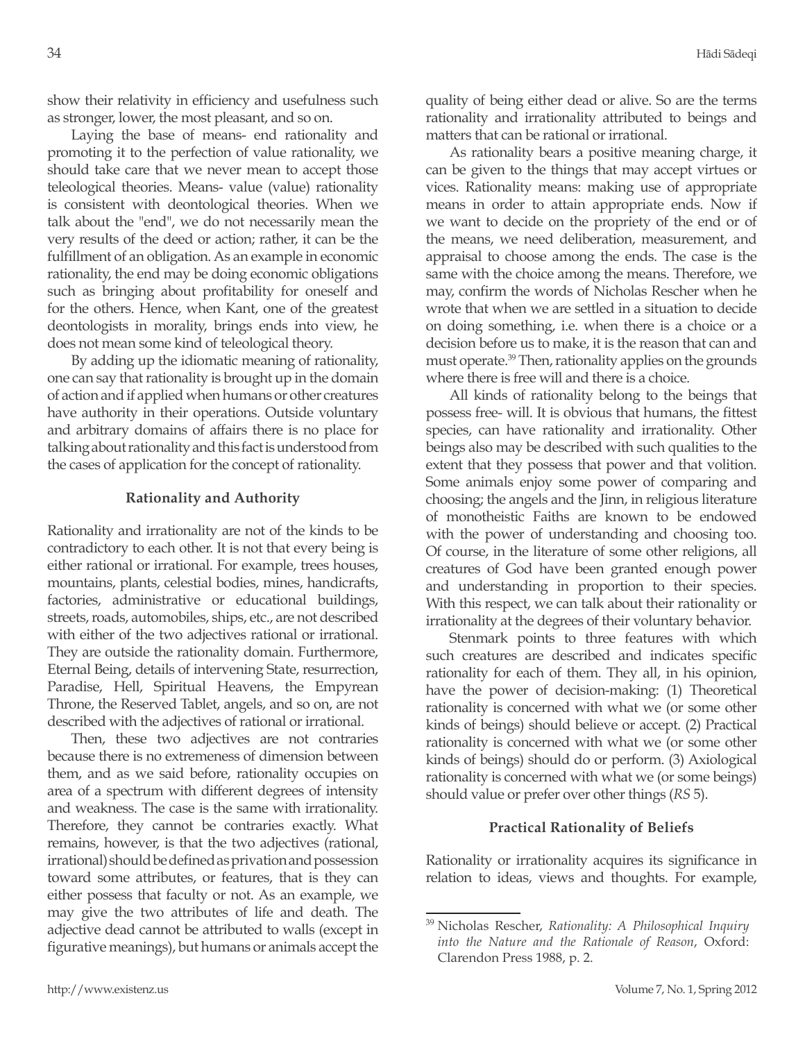show their relativity in efficiency and usefulness such as stronger, lower, the most pleasant, and so on.

Laying the base of means- end rationality and promoting it to the perfection of value rationality, we should take care that we never mean to accept those teleological theories. Means- value (value) rationality is consistent with deontological theories. When we talk about the "end", we do not necessarily mean the very results of the deed or action; rather, it can be the fulfillment of an obligation. As an example in economic rationality, the end may be doing economic obligations such as bringing about profitability for oneself and for the others. Hence, when Kant, one of the greatest deontologists in morality, brings ends into view, he does not mean some kind of teleological theory.

By adding up the idiomatic meaning of rationality, one can say that rationality is brought up in the domain of action and if applied when humans or other creatures have authority in their operations. Outside voluntary and arbitrary domains of affairs there is no place for talking about rationality and this fact is understood from the cases of application for the concept of rationality.

### Rationality and Authority

Rationality and irrationality are not of the kinds to be contradictory to each other. It is not that every being is either rational or irrational. For example, trees houses, mountains, plants, celestial bodies, mines, handicrafts, factories, administrative or educational buildings, streets, roads, automobiles, ships, etc., are not described with either of the two adjectives rational or irrational. They are outside the rationality domain. Furthermore, Eternal Being, details of intervening State, resurrection, Paradise, Hell, Spiritual Heavens, the Empyrean Throne, the Reserved Tablet, angels, and so on, are not described with the adjectives of rational or irrational.

Then, these two adjectives are not contraries because there is no extremeness of dimension between them, and as we said before, rationality occupies on area of a spectrum with different degrees of intensity and weakness. The case is the same with irrationality. Therefore, they cannot be contraries exactly. What remains, however, is that the two adjectives (rational, irrational) should be defined as privation and possession toward some attributes, or features, that is they can either possess that faculty or not. As an example, we may give the two attributes of life and death. The adjective dead cannot be attributed to walls (except in figurative meanings), but humans or animals accept the quality of being either dead or alive. So are the terms rationality and irrationality attributed to beings and matters that can be rational or irrational.

As rationality bears a positive meaning charge, it can be given to the things that may accept virtues or vices. Rationality means: making use of appropriate means in order to attain appropriate ends. Now if we want to decide on the propriety of the end or of the means, we need deliberation, measurement, and appraisal to choose among the ends. The case is the same with the choice among the means. Therefore, we may, confirm the words of Nicholas Rescher when he wrote that when we are settled in a situation to decide on doing something, i.e. when there is a choice or a decision before us to make, it is the reason that can and must operate.[39] Then, rationality applies on the grounds where there is free will and there is a choice.

All kinds of rationality belong to the beings that possess free- will. It is obvious that humans, the fittest species, can have rationality and irrationality. Other beings also may be described with such qualities to the extent that they possess that power and that volition. Some animals enjoy some power of comparing and choosing; the angels and the Jinn, in religious literature of monotheistic Faiths are known to be endowed with the power of understanding and choosing too. Of course, in the literature of some other religions, all creatures of God have been granted enough power and understanding in proportion to their species. With this respect, we can talk about their rationality or irrationality at the degrees of their voluntary behavior.

Stenmark points to three features with which such creatures are described and indicates specific rationality for each of them. They all, in his opinion, have the power of decision-making: (1) Theoretical rationality is concerned with what we (or some other kinds of beings) should believe or accept. (2) Practical rationality is concerned with what we (or some other kinds of beings) should do or perform. (3) Axiological rationality is concerned with what we (or some beings) should value or prefer over other things (*RS* 5).

### Practical Rationality of Beliefs

Rationality or irrationality acquires its significance in relation to ideas, views and thoughts. For example,

---

[39] Nicholas Rescher, *Rationality: A Philosophical Inquiry into the Nature and the Rationale of Reason*, Oxford: Clarendon Press 1988, p. 2.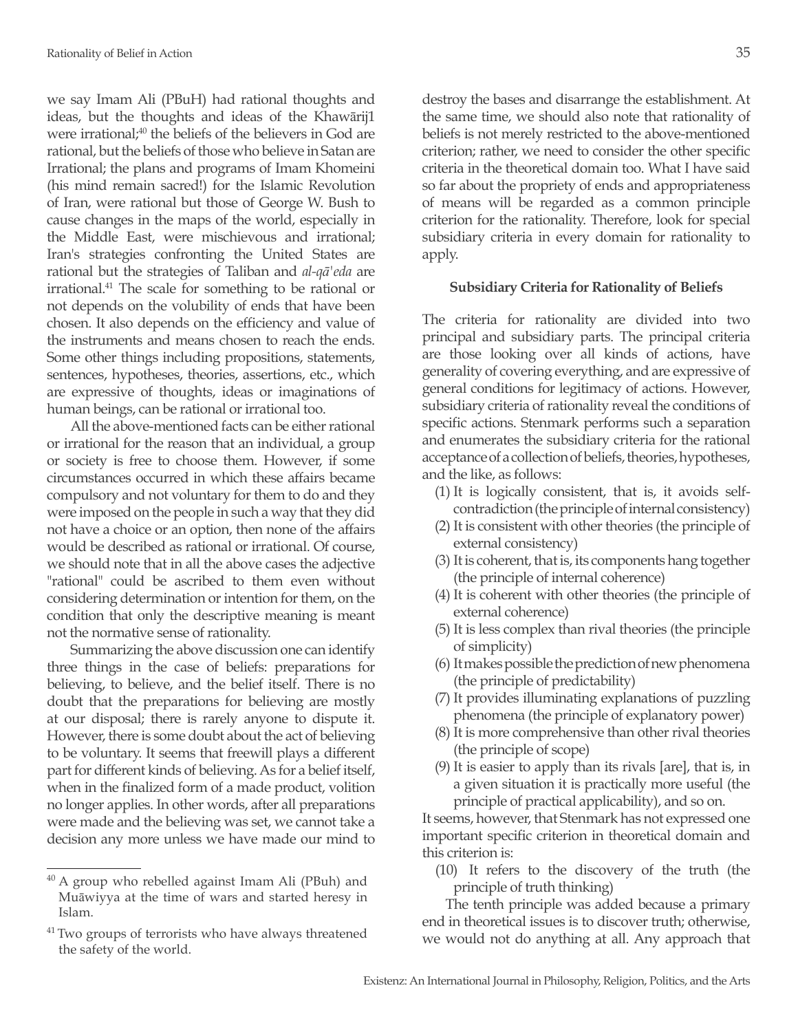we say Imam Ali (PBuH) had rational thoughts and ideas, but the thoughts and ideas of the Khawārij1 were irrational;[40] the beliefs of the believers in God are rational, but the beliefs of those who believe in Satan are Irrational; the plans and programs of Imam Khomeini (his mind remain sacred!) for the Islamic Revolution of Iran, were rational but those of George W. Bush to cause changes in the maps of the world, especially in the Middle East, were mischievous and irrational; Iran's strategies confronting the United States are rational but the strategies of Taliban and *al-qā'eda* are irrational.[41] The scale for something to be rational or not depends on the volubility of ends that have been chosen. It also depends on the efficiency and value of the instruments and means chosen to reach the ends. Some other things including propositions, statements, sentences, hypotheses, theories, assertions, etc., which are expressive of thoughts, ideas or imaginations of human beings, can be rational or irrational too.

All the above-mentioned facts can be either rational or irrational for the reason that an individual, a group or society is free to choose them. However, if some circumstances occurred in which these affairs became compulsory and not voluntary for them to do and they were imposed on the people in such a way that they did not have a choice or an option, then none of the affairs would be described as rational or irrational. Of course, we should note that in all the above cases the adjective "rational" could be ascribed to them even without considering determination or intention for them, on the condition that only the descriptive meaning is meant not the normative sense of rationality.

Summarizing the above discussion one can identify three things in the case of beliefs: preparations for believing, to believe, and the belief itself. There is no doubt that the preparations for believing are mostly at our disposal; there is rarely anyone to dispute it. However, there is some doubt about the act of believing to be voluntary. It seems that freewill plays a different part for different kinds of believing. As for a belief itself, when in the finalized form of a made product, volition no longer applies. In other words, after all preparations were made and the believing was set, we cannot take a decision any more unless we have made our mind to destroy the bases and disarrange the establishment. At the same time, we should also note that rationality of beliefs is not merely restricted to the above-mentioned criterion; rather, we need to consider the other specific criteria in the theoretical domain too. What I have said so far about the propriety of ends and appropriateness of means will be regarded as a common principle criterion for the rationality. Therefore, look for special subsidiary criteria in every domain for rationality to apply.

### Subsidiary Criteria for Rationality of Beliefs

The criteria for rationality are divided into two principal and subsidiary parts. The principal criteria are those looking over all kinds of actions, have generality of covering everything, and are expressive of general conditions for legitimacy of actions. However, subsidiary criteria of rationality reveal the conditions of specific actions. Stenmark performs such a separation and enumerates the subsidiary criteria for the rational acceptance of a collection of beliefs, theories, hypotheses, and the like, as follows:

(1) It is logically consistent, that is, it avoids self-contradiction (the principle of internal consistency)
(2) It is consistent with other theories (the principle of external consistency)
(3) It is coherent, that is, its components hang together (the principle of internal coherence)
(4) It is coherent with other theories (the principle of external coherence)
(5) It is less complex than rival theories (the principle of simplicity)
(6) It makes possible the prediction of new phenomena (the principle of predictability)
(7) It provides illuminating explanations of puzzling phenomena (the principle of explanatory power)
(8) It is more comprehensive than other rival theories (the principle of scope)
(9) It is easier to apply than its rivals [are], that is, in a given situation it is practically more useful (the principle of practical applicability), and so on.

It seems, however, that Stenmark has not expressed one important specific criterion in theoretical domain and this criterion is:

(10) It refers to the discovery of the truth (the principle of truth thinking)

The tenth principle was added because a primary end in theoretical issues is to discover truth; otherwise, we would not do anything at all. Any approach that

---

[40] A group who rebelled against Imam Ali (PBuh) and Muāwiyya at the time of wars and started heresy in Islam.

[41] Two groups of terrorists who have always threatened the safety of the world.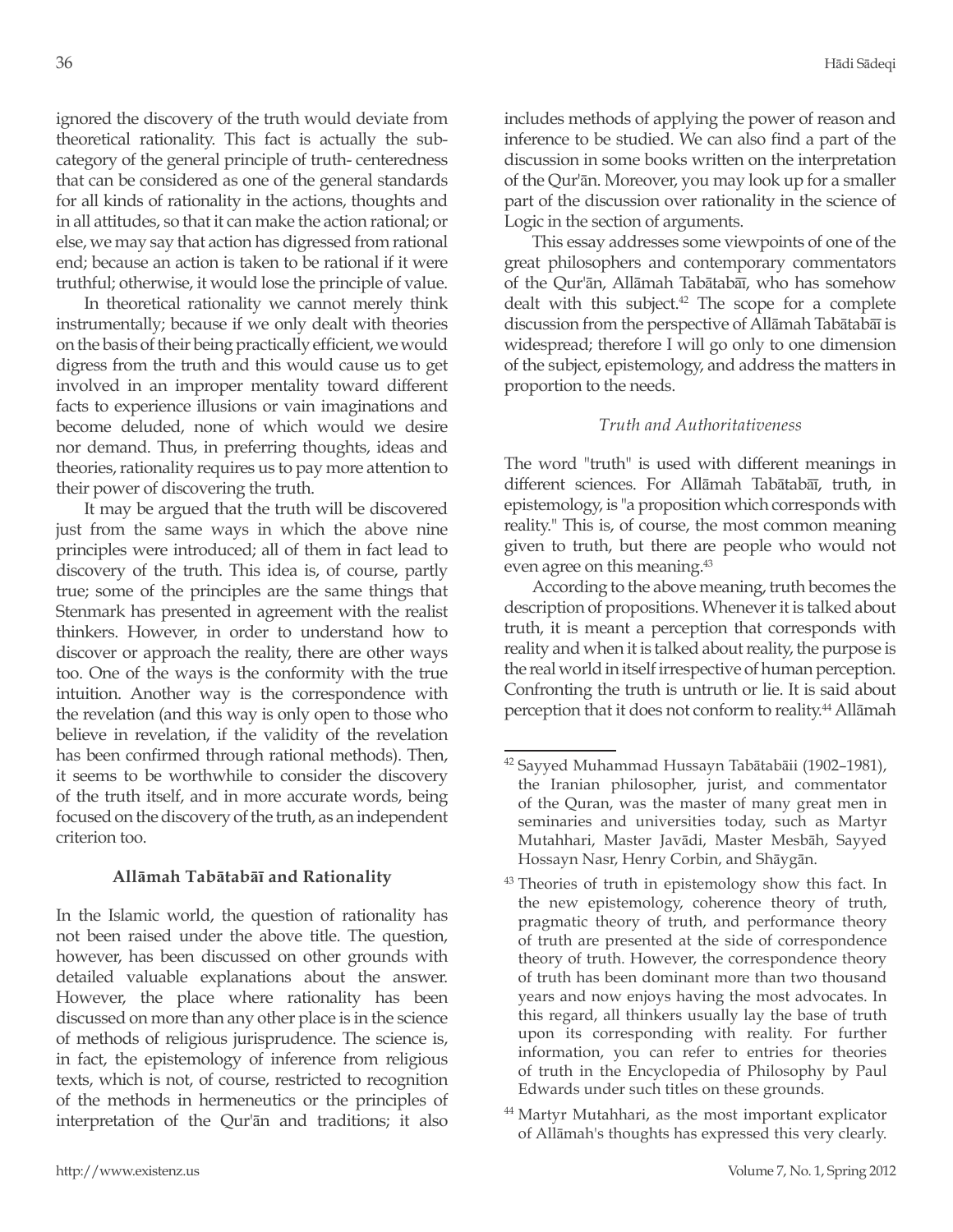ignored the discovery of the truth would deviate from theoretical rationality. This fact is actually the sub-category of the general principle of truth- centeredness that can be considered as one of the general standards for all kinds of rationality in the actions, thoughts and in all attitudes, so that it can make the action rational; or else, we may say that action has digressed from rational end; because an action is taken to be rational if it were truthful; otherwise, it would lose the principle of value.

In theoretical rationality we cannot merely think instrumentally; because if we only dealt with theories on the basis of their being practically efficient, we would digress from the truth and this would cause us to get involved in an improper mentality toward different facts to experience illusions or vain imaginations and become deluded, none of which would we desire nor demand. Thus, in preferring thoughts, ideas and theories, rationality requires us to pay more attention to their power of discovering the truth.

It may be argued that the truth will be discovered just from the same ways in which the above nine principles were introduced; all of them in fact lead to discovery of the truth. This idea is, of course, partly true; some of the principles are the same things that Stenmark has presented in agreement with the realist thinkers. However, in order to understand how to discover or approach the reality, there are other ways too. One of the ways is the conformity with the true intuition. Another way is the correspondence with the revelation (and this way is only open to those who believe in revelation, if the validity of the revelation has been confirmed through rational methods). Then, it seems to be worthwhile to consider the discovery of the truth itself, and in more accurate words, being focused on the discovery of the truth, as an independent criterion too.

## Allāmah Tabātabāī and Rationality

In the Islamic world, the question of rationality has not been raised under the above title. The question, however, has been discussed on other grounds with detailed valuable explanations about the answer. However, the place where rationality has been discussed on more than any other place is in the science of methods of religious jurisprudence. The science is, in fact, the epistemology of inference from religious texts, which is not, of course, restricted to recognition of the methods in hermeneutics or the principles of interpretation of the Qur'ān and traditions; it also includes methods of applying the power of reason and inference to be studied. We can also find a part of the discussion in some books written on the interpretation of the Qur'ān. Moreover, you may look up for a smaller part of the discussion over rationality in the science of Logic in the section of arguments.

This essay addresses some viewpoints of one of the great philosophers and contemporary commentators of the Qur'ān, Allāmah Tabātabāī, who has somehow dealt with this subject.[42] The scope for a complete discussion from the perspective of Allāmah Tabātabāī is widespread; therefore I will go only to one dimension of the subject, epistemology, and address the matters in proportion to the needs.

### *Truth and Authoritativeness*

The word "truth" is used with different meanings in different sciences. For Allāmah Tabātabāī, truth, in epistemology, is "a proposition which corresponds with reality." This is, of course, the most common meaning given to truth, but there are people who would not even agree on this meaning.[43]

According to the above meaning, truth becomes the description of propositions. Whenever it is talked about truth, it is meant a perception that corresponds with reality and when it is talked about reality, the purpose is the real world in itself irrespective of human perception. Confronting the truth is untruth or lie. It is said about perception that it does not conform to reality.[44] Allāmah

---

[42] Sayyed Muhammad Hussayn Tabātabāii (1902–1981), the Iranian philosopher, jurist, and commentator of the Quran, was the master of many great men in seminaries and universities today, such as Martyr Mutahhari, Master Javādi, Master Mesbāh, Sayyed Hossayn Nasr, Henry Corbin, and Shāygān.

[43] Theories of truth in epistemology show this fact. In the new epistemology, coherence theory of truth, pragmatic theory of truth, and performance theory of truth are presented at the side of correspondence theory of truth. However, the correspondence theory of truth has been dominant more than two thousand years and now enjoys having the most advocates. In this regard, all thinkers usually lay the base of truth upon its corresponding with reality. For further information, you can refer to entries for theories of truth in the Encyclopedia of Philosophy by Paul Edwards under such titles on these grounds.

[44] Martyr Mutahhari, as the most important explicator of Allāmah's thoughts has expressed this very clearly.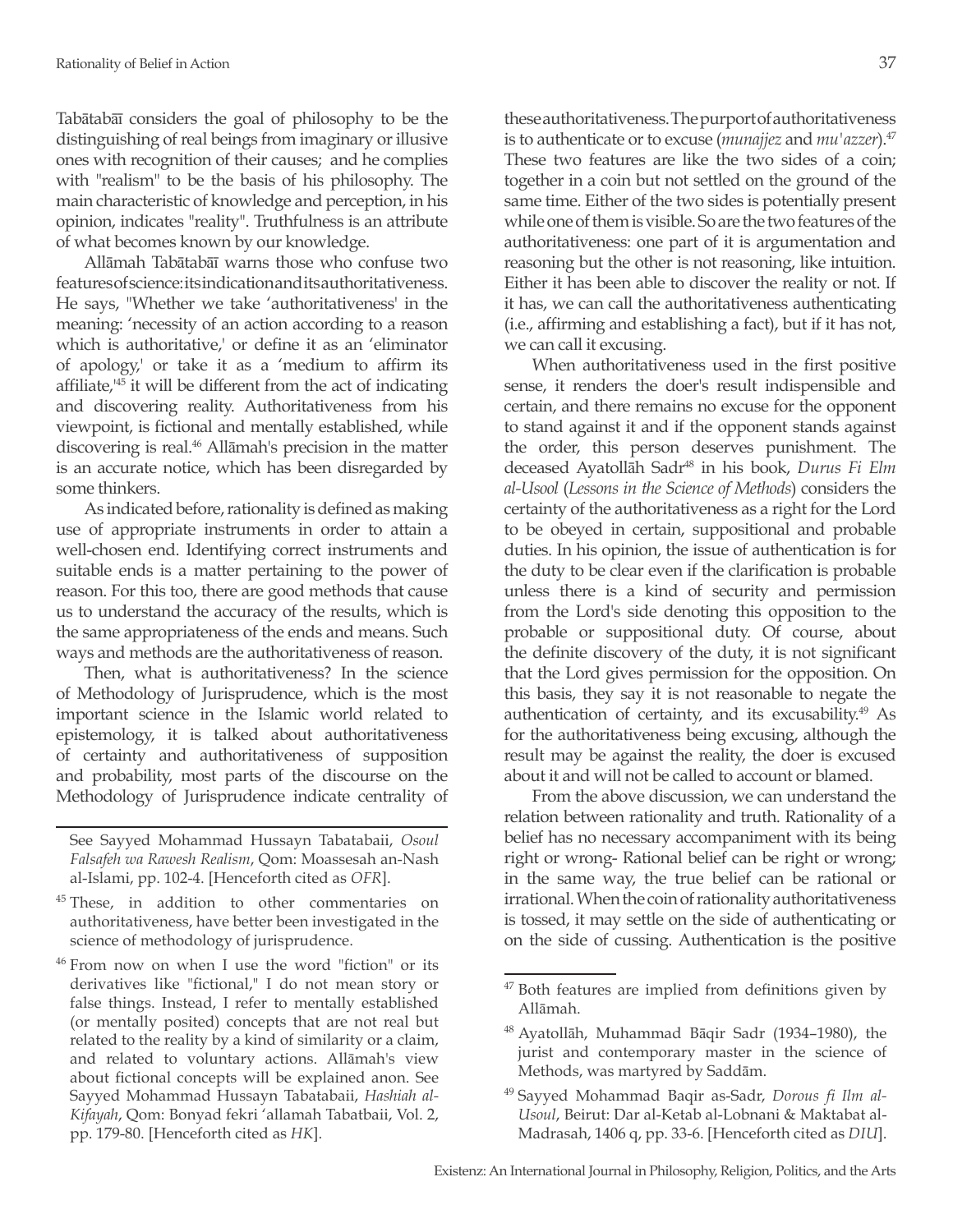Tabātabāī considers the goal of philosophy to be the distinguishing of real beings from imaginary or illusive ones with recognition of their causes; and he complies with "realism" to be the basis of his philosophy. The main characteristic of knowledge and perception, in his opinion, indicates "reality". Truthfulness is an attribute of what becomes known by our knowledge.

Allāmah Tabātabāī warns those who confuse two features of science: its indication and its authoritativeness. He says, "Whether we take 'authoritativeness' in the meaning: 'necessity of an action according to a reason which is authoritative,' or define it as an 'eliminator of apology,' or take it as a 'medium to affirm its affiliate,'[45] it will be different from the act of indicating and discovering reality. Authoritativeness from his viewpoint, is fictional and mentally established, while discovering is real.[46] Allāmah's precision in the matter is an accurate notice, which has been disregarded by some thinkers.

As indicated before, rationality is defined as making use of appropriate instruments in order to attain a well-chosen end. Identifying correct instruments and suitable ends is a matter pertaining to the power of reason. For this too, there are good methods that cause us to understand the accuracy of the results, which is the same appropriateness of the ends and means. Such ways and methods are the authoritativeness of reason.

Then, what is authoritativeness? In the science of Methodology of Jurisprudence, which is the most important science in the Islamic world related to epistemology, it is talked about authoritativeness of certainty and authoritativeness of supposition and probability, most parts of the discourse on the Methodology of Jurisprudence indicate centrality of these authoritativeness. The purport of authoritativeness is to authenticate or to excuse (*munajjez* and *mu'azzer*).[47] These two features are like the two sides of a coin; together in a coin but not settled on the ground of the same time. Either of the two sides is potentially present while one of them is visible. So are the two features of the authoritativeness: one part of it is argumentation and reasoning but the other is not reasoning, like intuition. Either it has been able to discover the reality or not. If it has, we can call the authoritativeness authenticating (i.e., affirming and establishing a fact), but if it has not, we can call it excusing.

When authoritativeness used in the first positive sense, it renders the doer's result indispensible and certain, and there remains no excuse for the opponent to stand against it and if the opponent stands against the order, this person deserves punishment. The deceased Ayatollāh Sadr[48] in his book, *Durus Fi Elm al-Usool* (*Lessons in the Science of Methods*) considers the certainty of the authoritativeness as a right for the Lord to be obeyed in certain, suppositional and probable duties. In his opinion, the issue of authentication is for the duty to be clear even if the clarification is probable unless there is a kind of security and permission from the Lord's side denoting this opposition to the probable or suppositional duty. Of course, about the definite discovery of the duty, it is not significant that the Lord gives permission for the opposition. On this basis, they say it is not reasonable to negate the authentication of certainty, and its excusability.[49] As for the authoritativeness being excusing, although the result may be against the reality, the doer is excused about it and will not be called to account or blamed.

From the above discussion, we can understand the relation between rationality and truth. Rationality of a belief has no necessary accompaniment with its being right or wrong- Rational belief can be right or wrong; in the same way, the true belief can be rational or irrational. When the coin of rationality authoritativeness is tossed, it may settle on the side of authenticating or on the side of cussing. Authentication is the positive

---

See Sayyed Mohammad Hussayn Tabatabaii, *Osoul Falsafeh wa Rawesh Realism*, Qom: Moassesah an-Nash al-Islami, pp. 102-4. [Henceforth cited as *OFR*].

[45] These, in addition to other commentaries on authoritativeness, have better been investigated in the science of methodology of jurisprudence.

[46] From now on when I use the word "fiction" or its derivatives like "fictional," I do not mean story or false things. Instead, I refer to mentally established (or mentally posited) concepts that are not real but related to the reality by a kind of similarity or a claim, and related to voluntary actions. Allāmah's view about fictional concepts will be explained anon. See Sayyed Mohammad Hussayn Tabatabaii, *Hashiah al-Kifayah*, Qom: Bonyad fekri 'allamah Tabatbaii, Vol. 2, pp. 179-80. [Henceforth cited as *HK*].

[47] Both features are implied from definitions given by Allāmah.

[48] Ayatollāh, Muhammad Bāqir Sadr (1934–1980), the jurist and contemporary master in the science of Methods, was martyred by Saddām.

[49] Sayyed Mohammad Baqir as-Sadr, *Dorous fi Ilm al-Usoul*, Beirut: Dar al-Ketab al-Lobnani & Maktabat al-Madrasah, 1406 q, pp. 33-6. [Henceforth cited as *DIU*].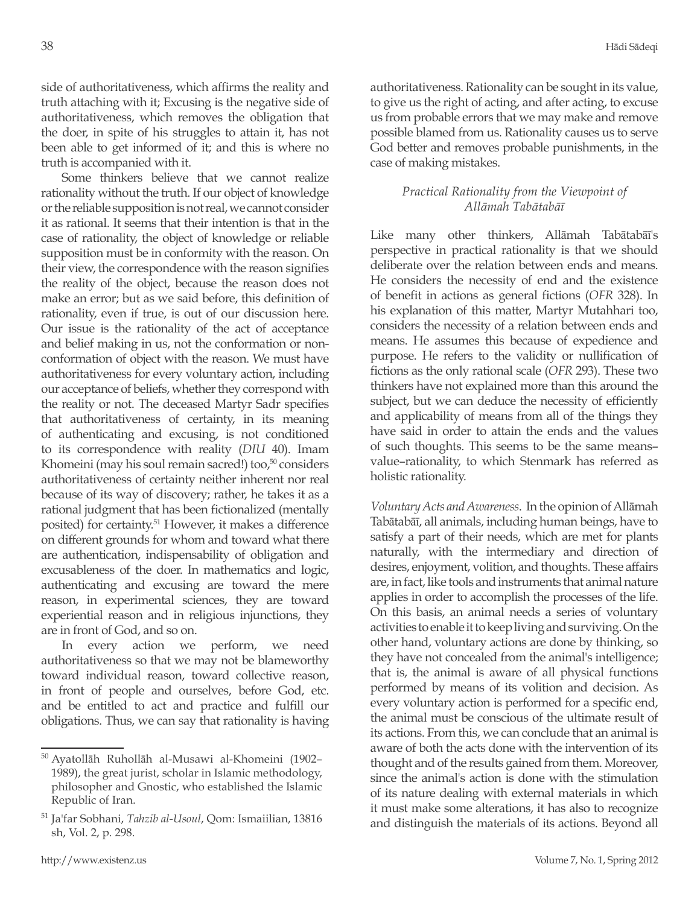side of authoritativeness, which affirms the reality and truth attaching with it; Excusing is the negative side of authoritativeness, which removes the obligation that the doer, in spite of his struggles to attain it, has not been able to get informed of it; and this is where no truth is accompanied with it.

Some thinkers believe that we cannot realize rationality without the truth. If our object of knowledge or the reliable supposition is not real, we cannot consider it as rational. It seems that their intention is that in the case of rationality, the object of knowledge or reliable supposition must be in conformity with the reason. On their view, the correspondence with the reason signifies the reality of the object, because the reason does not make an error; but as we said before, this definition of rationality, even if true, is out of our discussion here. Our issue is the rationality of the act of acceptance and belief making in us, not the conformation or non-conformation of object with the reason. We must have authoritativeness for every voluntary action, including our acceptance of beliefs, whether they correspond with the reality or not. The deceased Martyr Sadr specifies that authoritativeness of certainty, in its meaning of authenticating and excusing, is not conditioned to its correspondence with reality (*DIU* 40). Imam Khomeini (may his soul remain sacred!) too,[50] considers authoritativeness of certainty neither inherent nor real because of its way of discovery; rather, he takes it as a rational judgment that has been fictionalized (mentally posited) for certainty.[51] However, it makes a difference on different grounds for whom and toward what there are authentication, indispensability of obligation and excusableness of the doer. In mathematics and logic, authenticating and excusing are toward the mere reason, in experimental sciences, they are toward experiential reason and in religious injunctions, they are in front of God, and so on.

In every action we perform, we need authoritativeness so that we may not be blameworthy toward individual reason, toward collective reason, in front of people and ourselves, before God, etc. and be entitled to act and practice and fulfill our obligations. Thus, we can say that rationality is having authoritativeness. Rationality can be sought in its value, to give us the right of acting, and after acting, to excuse us from probable errors that we may make and remove possible blamed from us. Rationality causes us to serve God better and removes probable punishments, in the case of making mistakes.

### *Practical Rationality from the Viewpoint of Allāmah Tabātabāī*

Like many other thinkers, Allāmah Tabātabāī's perspective in practical rationality is that we should deliberate over the relation between ends and means. He considers the necessity of end and the existence of benefit in actions as general fictions (*OFR* 328). In his explanation of this matter, Martyr Mutahhari too, considers the necessity of a relation between ends and means. He assumes this because of expedience and purpose. He refers to the validity or nullification of fictions as the only rational scale (*OFR* 293). These two thinkers have not explained more than this around the subject, but we can deduce the necessity of efficiently and applicability of means from all of the things they have said in order to attain the ends and the values of such thoughts. This seems to be the same means–value–rationality, to which Stenmark has referred as holistic rationality.

*Voluntary Acts and Awareness*. In the opinion of Allāmah Tabātabāī, all animals, including human beings, have to satisfy a part of their needs, which are met for plants naturally, with the intermediary and direction of desires, enjoyment, volition, and thoughts. These affairs are, in fact, like tools and instruments that animal nature applies in order to accomplish the processes of the life. On this basis, an animal needs a series of voluntary activities to enable it to keep living and surviving. On the other hand, voluntary actions are done by thinking, so they have not concealed from the animal's intelligence; that is, the animal is aware of all physical functions performed by means of its volition and decision. As every voluntary action is performed for a specific end, the animal must be conscious of the ultimate result of its actions. From this, we can conclude that an animal is aware of both the acts done with the intervention of its thought and of the results gained from them. Moreover, since the animal's action is done with the stimulation of its nature dealing with external materials in which it must make some alterations, it has also to recognize and distinguish the materials of its actions. Beyond all

---

[50] Ayatollāh Ruhollāh al-Musawi al-Khomeini (1902–1989), the great jurist, scholar in Islamic methodology, philosopher and Gnostic, who established the Islamic Republic of Iran.

[51] Ja'far Sobhani, *Tahzib al-Usoul*, Qom: Ismaiilian, 13816 sh, Vol. 2, p. 298.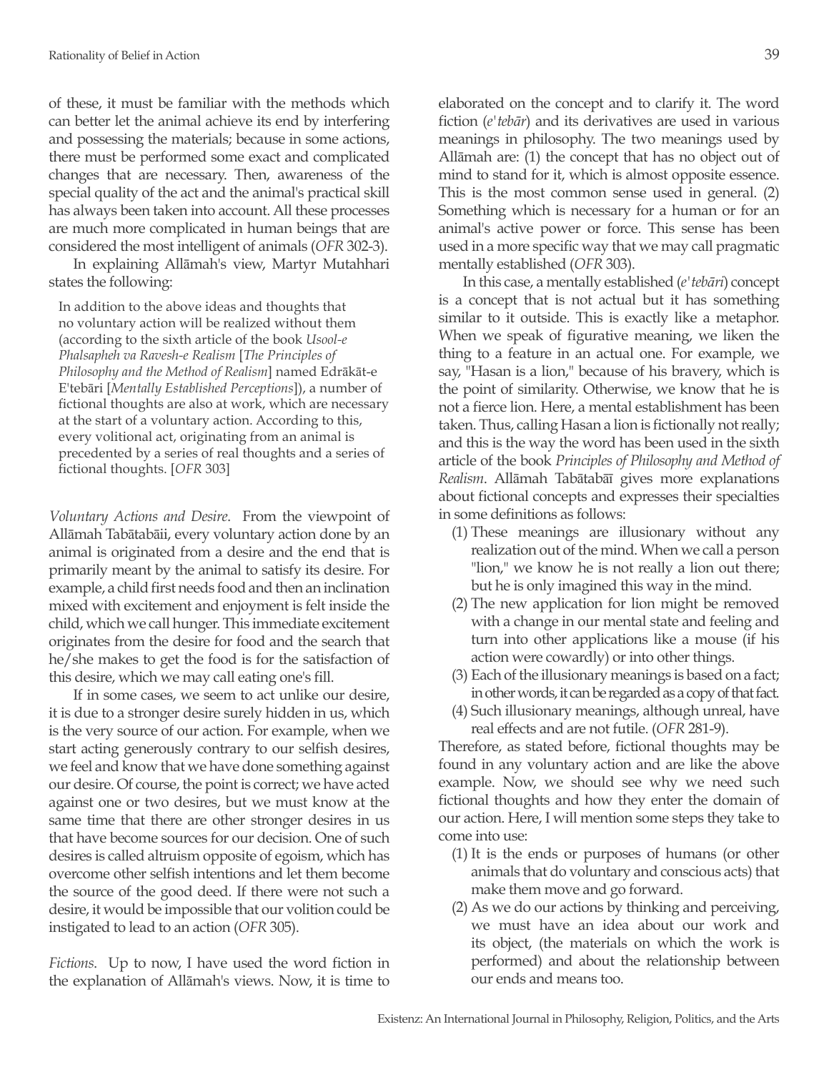of these, it must be familiar with the methods which can better let the animal achieve its end by interfering and possessing the materials; because in some actions, there must be performed some exact and complicated changes that are necessary. Then, awareness of the special quality of the act and the animal's practical skill has always been taken into account. All these processes are much more complicated in human beings that are considered the most intelligent of animals (*OFR* 302-3).

In explaining Allāmah's view, Martyr Mutahhari states the following:

> In addition to the above ideas and thoughts that no voluntary action will be realized without them (according to the sixth article of the book *Usool-e Phalsapheh va Ravesh-e Realism* [*The Principles of Philosophy and the Method of Realism*] named Edrākāt-e E'tebāri [*Mentally Established Perceptions*]), a number of fictional thoughts are also at work, which are necessary at the start of a voluntary action. According to this, every volitional act, originating from an animal is precedented by a series of real thoughts and a series of fictional thoughts. [*OFR* 303]

*Voluntary Actions and Desire*. From the viewpoint of Allāmah Tabātabāii, every voluntary action done by an animal is originated from a desire and the end that is primarily meant by the animal to satisfy its desire. For example, a child first needs food and then an inclination mixed with excitement and enjoyment is felt inside the child, which we call hunger. This immediate excitement originates from the desire for food and the search that he/she makes to get the food is for the satisfaction of this desire, which we may call eating one's fill.

If in some cases, we seem to act unlike our desire, it is due to a stronger desire surely hidden in us, which is the very source of our action. For example, when we start acting generously contrary to our selfish desires, we feel and know that we have done something against our desire. Of course, the point is correct; we have acted against one or two desires, but we must know at the same time that there are other stronger desires in us that have become sources for our decision. One of such desires is called altruism opposite of egoism, which has overcome other selfish intentions and let them become the source of the good deed. If there were not such a desire, it would be impossible that our volition could be instigated to lead to an action (*OFR* 305).

*Fictions*. Up to now, I have used the word fiction in the explanation of Allāmah's views. Now, it is time to elaborated on the concept and to clarify it. The word fiction (*e'tebār*) and its derivatives are used in various meanings in philosophy. The two meanings used by Allāmah are: (1) the concept that has no object out of mind to stand for it, which is almost opposite essence. This is the most common sense used in general. (2) Something which is necessary for a human or for an animal's active power or force. This sense has been used in a more specific way that we may call pragmatic mentally established (*OFR* 303).

In this case, a mentally established (*e'tebāri*) concept is a concept that is not actual but it has something similar to it outside. This is exactly like a metaphor. When we speak of figurative meaning, we liken the thing to a feature in an actual one. For example, we say, "Hasan is a lion," because of his bravery, which is the point of similarity. Otherwise, we know that he is not a fierce lion. Here, a mental establishment has been taken. Thus, calling Hasan a lion is fictionally not really; and this is the way the word has been used in the sixth article of the book *Principles of Philosophy and Method of Realism*. Allāmah Tabātabāī gives more explanations about fictional concepts and expresses their specialties in some definitions as follows:

1. These meanings are illusionary without any realization out of the mind. When we call a person "lion," we know he is not really a lion out there; but he is only imagined this way in the mind.
2. The new application for lion might be removed with a change in our mental state and feeling and turn into other applications like a mouse (if his action were cowardly) or into other things.
3. Each of the illusionary meanings is based on a fact; in other words, it can be regarded as a copy of that fact.
4. Such illusionary meanings, although unreal, have real effects and are not futile. (*OFR* 281-9).

Therefore, as stated before, fictional thoughts may be found in any voluntary action and are like the above example. Now, we should see why we need such fictional thoughts and how they enter the domain of our action. Here, I will mention some steps they take to come into use:

1. It is the ends or purposes of humans (or other animals that do voluntary and conscious acts) that make them move and go forward.
2. As we do our actions by thinking and perceiving, we must have an idea about our work and its object, (the materials on which the work is performed) and about the relationship between our ends and means too.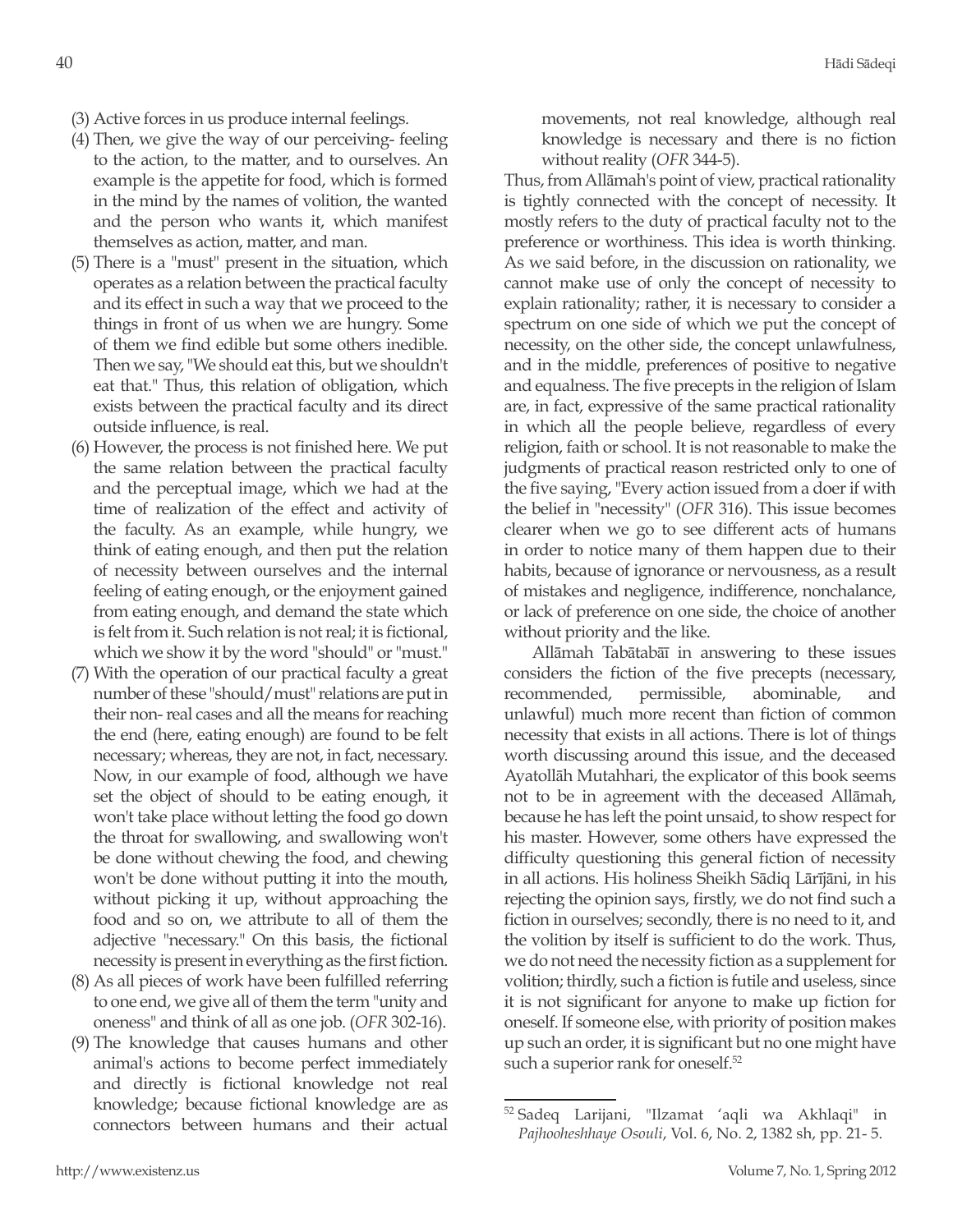(3) Active forces in us produce internal feelings.

(4) Then, we give the way of our perceiving- feeling to the action, to the matter, and to ourselves. An example is the appetite for food, which is formed in the mind by the names of volition, the wanted and the person who wants it, which manifest themselves as action, matter, and man.

(5) There is a "must" present in the situation, which operates as a relation between the practical faculty and its effect in such a way that we proceed to the things in front of us when we are hungry. Some of them we find edible but some others inedible. Then we say, "We should eat this, but we shouldn't eat that." Thus, this relation of obligation, which exists between the practical faculty and its direct outside influence, is real.

(6) However, the process is not finished here. We put the same relation between the practical faculty and the perceptual image, which we had at the time of realization of the effect and activity of the faculty. As an example, while hungry, we think of eating enough, and then put the relation of necessity between ourselves and the internal feeling of eating enough, or the enjoyment gained from eating enough, and demand the state which is felt from it. Such relation is not real; it is fictional, which we show it by the word "should" or "must."

(7) With the operation of our practical faculty a great number of these "should/must" relations are put in their non- real cases and all the means for reaching the end (here, eating enough) are found to be felt necessary; whereas, they are not, in fact, necessary. Now, in our example of food, although we have set the object of should to be eating enough, it won't take place without letting the food go down the throat for swallowing, and swallowing won't be done without chewing the food, and chewing won't be done without putting it into the mouth, without picking it up, without approaching the food and so on, we attribute to all of them the adjective "necessary." On this basis, the fictional necessity is present in everything as the first fiction.

(8) As all pieces of work have been fulfilled referring to one end, we give all of them the term "unity and oneness" and think of all as one job. (*OFR* 302-16).

(9) The knowledge that causes humans and other animal's actions to become perfect immediately and directly is fictional knowledge not real knowledge; because fictional knowledge are as connectors between humans and their actual movements, not real knowledge, although real knowledge is necessary and there is no fiction without reality (*OFR* 344-5).

Thus, from Allāmah's point of view, practical rationality is tightly connected with the concept of necessity. It mostly refers to the duty of practical faculty not to the preference or worthiness. This idea is worth thinking. As we said before, in the discussion on rationality, we cannot make use of only the concept of necessity to explain rationality; rather, it is necessary to consider a spectrum on one side of which we put the concept of necessity, on the other side, the concept unlawfulness, and in the middle, preferences of positive to negative and equalness. The five precepts in the religion of Islam are, in fact, expressive of the same practical rationality in which all the people believe, regardless of every religion, faith or school. It is not reasonable to make the judgments of practical reason restricted only to one of the five saying, "Every action issued from a doer if with the belief in "necessity" (*OFR* 316). This issue becomes clearer when we go to see different acts of humans in order to notice many of them happen due to their habits, because of ignorance or nervousness, as a result of mistakes and negligence, indifference, nonchalance, or lack of preference on one side, the choice of another without priority and the like.

Allāmah Tabātabāī in answering to these issues considers the fiction of the five precepts (necessary, recommended, permissible, abominable, and unlawful) much more recent than fiction of common necessity that exists in all actions. There is lot of things worth discussing around this issue, and the deceased Ayatollāh Mutahhari, the explicator of this book seems not to be in agreement with the deceased Allāmah, because he has left the point unsaid, to show respect for his master. However, some others have expressed the difficulty questioning this general fiction of necessity in all actions. His holiness Sheikh Sādiq Lārījāni, in his rejecting the opinion says, firstly, we do not find such a fiction in ourselves; secondly, there is no need to it, and the volition by itself is sufficient to do the work. Thus, we do not need the necessity fiction as a supplement for volition; thirdly, such a fiction is futile and useless, since it is not significant for anyone to make up fiction for oneself. If someone else, with priority of position makes up such an order, it is significant but no one might have such a superior rank for oneself.[52]

---

[52] Sadeq Larijani, "Ilzamat ʻaqli wa Akhlaqi" in *Pajhooheshhaye Osouli*, Vol. 6, No. 2, 1382 sh, pp. 21- 5.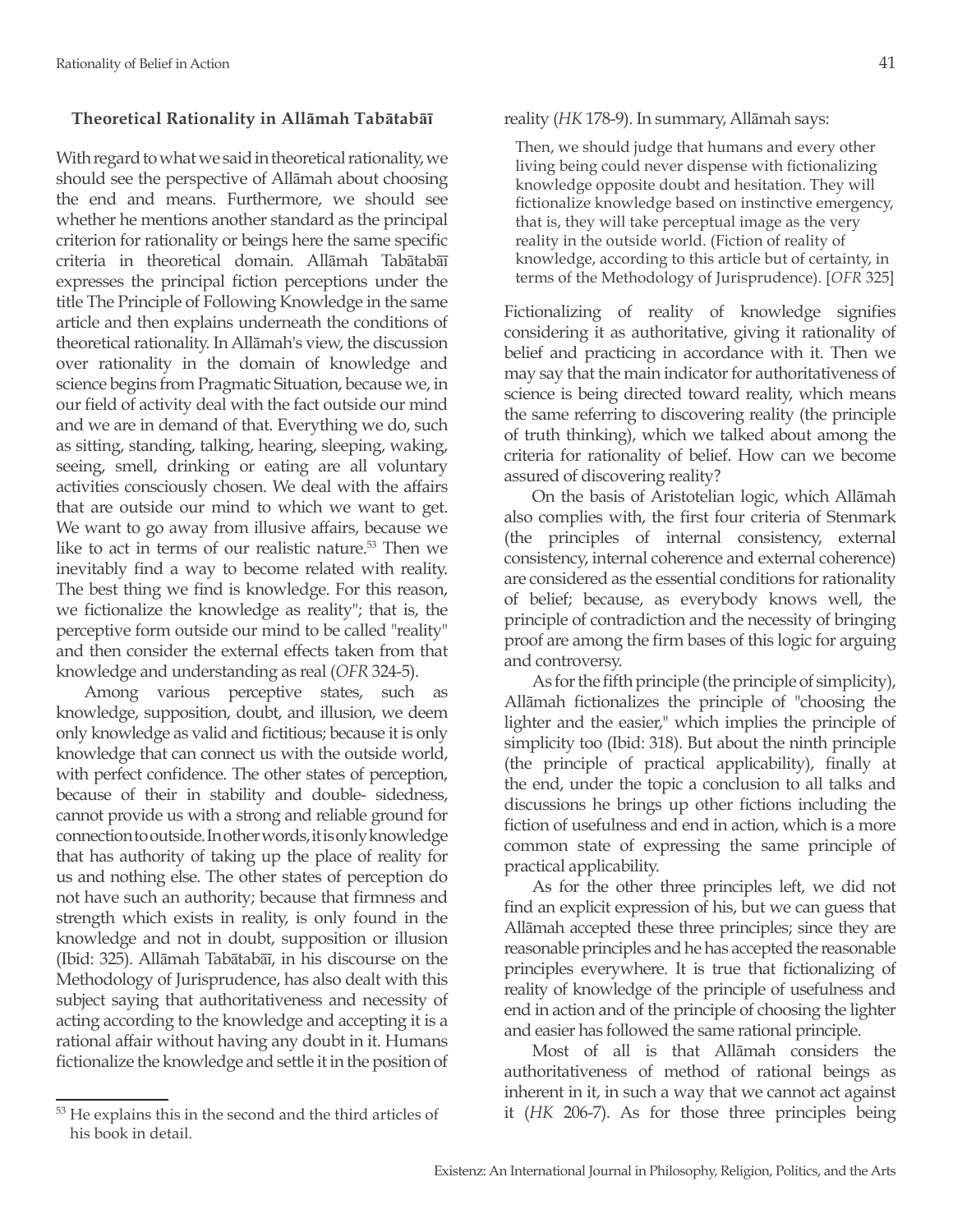### Theoretical Rationality in Allāmah Tabātabāī

With regard to what we said in theoretical rationality, we should see the perspective of Allāmah about choosing the end and means. Furthermore, we should see whether he mentions another standard as the principal criterion for rationality or beings here the same specific criteria in theoretical domain. Allāmah Tabātabāī expresses the principal fiction perceptions under the title The Principle of Following Knowledge in the same article and then explains underneath the conditions of theoretical rationality. In Allāmah's view, the discussion over rationality in the domain of knowledge and science begins from Pragmatic Situation, because we, in our field of activity deal with the fact outside our mind and we are in demand of that. Everything we do, such as sitting, standing, talking, hearing, sleeping, waking, seeing, smell, drinking or eating are all voluntary activities consciously chosen. We deal with the affairs that are outside our mind to which we want to get. We want to go away from illusive affairs, because we like to act in terms of our realistic nature.[53] Then we inevitably find a way to become related with reality. The best thing we find is knowledge. For this reason, we fictionalize the knowledge as reality"; that is, the perceptive form outside our mind to be called "reality" and then consider the external effects taken from that knowledge and understanding as real (*OFR* 324-5).

Among various perceptive states, such as knowledge, supposition, doubt, and illusion, we deem only knowledge as valid and fictitious; because it is only knowledge that can connect us with the outside world, with perfect confidence. The other states of perception, because of their in stability and double- sidedness, cannot provide us with a strong and reliable ground for connection to outside. In other words, it is only knowledge that has authority of taking up the place of reality for us and nothing else. The other states of perception do not have such an authority; because that firmness and strength which exists in reality, is only found in the knowledge and not in doubt, supposition or illusion (Ibid: 325). Allāmah Tabātabāī, in his discourse on the Methodology of Jurisprudence, has also dealt with this subject saying that authoritativeness and necessity of acting according to the knowledge and accepting it is a rational affair without having any doubt in it. Humans fictionalize the knowledge and settle it in the position of reality (*HK* 178-9). In summary, Allāmah says:

> Then, we should judge that humans and every other living being could never dispense with fictionalizing knowledge opposite doubt and hesitation. They will fictionalize knowledge based on instinctive emergency, that is, they will take perceptual image as the very reality in the outside world. (Fiction of reality of knowledge, according to this article but of certainty, in terms of the Methodology of Jurisprudence). [*OFR* 325]

Fictionalizing of reality of knowledge signifies considering it as authoritative, giving it rationality of belief and practicing in accordance with it. Then we may say that the main indicator for authoritativeness of science is being directed toward reality, which means the same referring to discovering reality (the principle of truth thinking), which we talked about among the criteria for rationality of belief. How can we become assured of discovering reality?

On the basis of Aristotelian logic, which Allāmah also complies with, the first four criteria of Stenmark (the principles of internal consistency, external consistency, internal coherence and external coherence) are considered as the essential conditions for rationality of belief; because, as everybody knows well, the principle of contradiction and the necessity of bringing proof are among the firm bases of this logic for arguing and controversy.

As for the fifth principle (the principle of simplicity), Allāmah fictionalizes the principle of "choosing the lighter and the easier," which implies the principle of simplicity too (Ibid: 318). But about the ninth principle (the principle of practical applicability), finally at the end, under the topic a conclusion to all talks and discussions he brings up other fictions including the fiction of usefulness and end in action, which is a more common state of expressing the same principle of practical applicability.

As for the other three principles left, we did not find an explicit expression of his, but we can guess that Allāmah accepted these three principles; since they are reasonable principles and he has accepted the reasonable principles everywhere. It is true that fictionalizing of reality of knowledge of the principle of usefulness and end in action and of the principle of choosing the lighter and easier has followed the same rational principle.

Most of all is that Allāmah considers the authoritativeness of method of rational beings as inherent in it, in such a way that we cannot act against it (*HK* 206-7). As for those three principles being

[53] He explains this in the second and the third articles of his book in detail.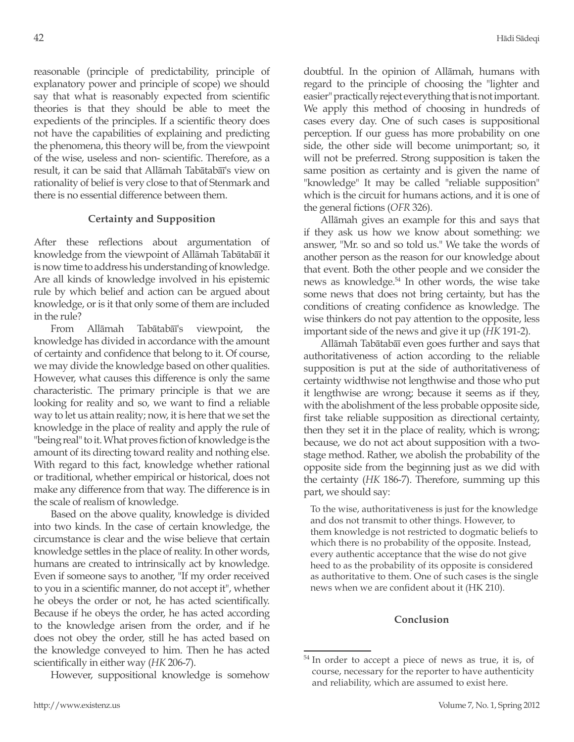reasonable (principle of predictability, principle of explanatory power and principle of scope) we should say that what is reasonably expected from scientific theories is that they should be able to meet the expedients of the principles. If a scientific theory does not have the capabilities of explaining and predicting the phenomena, this theory will be, from the viewpoint of the wise, useless and non- scientific. Therefore, as a result, it can be said that Allāmah Tabātabāī's view on rationality of belief is very close to that of Stenmark and there is no essential difference between them.

### Certainty and Supposition

After these reflections about argumentation of knowledge from the viewpoint of Allāmah Tabātabāī it is now time to address his understanding of knowledge. Are all kinds of knowledge involved in his epistemic rule by which belief and action can be argued about knowledge, or is it that only some of them are included in the rule?

From Allāmah Tabātabāī's viewpoint, the knowledge has divided in accordance with the amount of certainty and confidence that belong to it. Of course, we may divide the knowledge based on other qualities. However, what causes this difference is only the same characteristic. The primary principle is that we are looking for reality and so, we want to find a reliable way to let us attain reality; now, it is here that we set the knowledge in the place of reality and apply the rule of "being real" to it. What proves fiction of knowledge is the amount of its directing toward reality and nothing else. With regard to this fact, knowledge whether rational or traditional, whether empirical or historical, does not make any difference from that way. The difference is in the scale of realism of knowledge.

Based on the above quality, knowledge is divided into two kinds. In the case of certain knowledge, the circumstance is clear and the wise believe that certain knowledge settles in the place of reality. In other words, humans are created to intrinsically act by knowledge. Even if someone says to another, "If my order received to you in a scientific manner, do not accept it", whether he obeys the order or not, he has acted scientifically. Because if he obeys the order, he has acted according to the knowledge arisen from the order, and if he does not obey the order, still he has acted based on the knowledge conveyed to him. Then he has acted scientifically in either way (*HK* 206-7).

However, suppositional knowledge is somehow doubtful. In the opinion of Allāmah, humans with regard to the principle of choosing the "lighter and easier" practically reject everything that is not important. We apply this method of choosing in hundreds of cases every day. One of such cases is suppositional perception. If our guess has more probability on one side, the other side will become unimportant; so, it will not be preferred. Strong supposition is taken the same position as certainty and is given the name of "knowledge" It may be called "reliable supposition" which is the circuit for humans actions, and it is one of the general fictions (*OFR* 326).

Allāmah gives an example for this and says that if they ask us how we know about something: we answer, "Mr. so and so told us." We take the words of another person as the reason for our knowledge about that event. Both the other people and we consider the news as knowledge.[54] In other words, the wise take some news that does not bring certainty, but has the conditions of creating confidence as knowledge. The wise thinkers do not pay attention to the opposite, less important side of the news and give it up (*HK* 191-2).

Allāmah Tabātabāī even goes further and says that authoritativeness of action according to the reliable supposition is put at the side of authoritativeness of certainty widthwise not lengthwise and those who put it lengthwise are wrong; because it seems as if they, with the abolishment of the less probable opposite side, first take reliable supposition as directional certainty, then they set it in the place of reality, which is wrong; because, we do not act about supposition with a two-stage method. Rather, we abolish the probability of the opposite side from the beginning just as we did with the certainty (*HK* 186-7). Therefore, summing up this part, we should say:

> To the wise, authoritativeness is just for the knowledge and dos not transmit to other things. However, to them knowledge is not restricted to dogmatic beliefs to which there is no probability of the opposite. Instead, every authentic acceptance that the wise do not give heed to as the probability of its opposite is considered as authoritative to them. One of such cases is the single news when we are confident about it (HK 210).

### Conclusion

[54] In order to accept a piece of news as true, it is, of course, necessary for the reporter to have authenticity and reliability, which are assumed to exist here.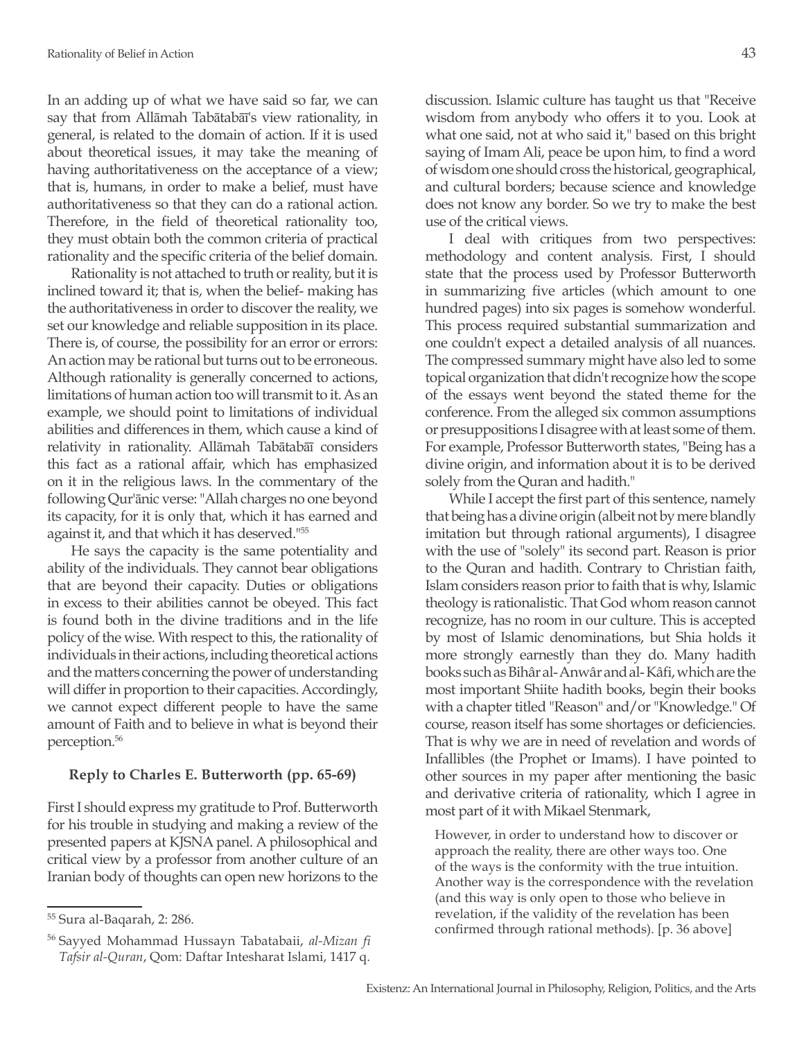In an adding up of what we have said so far, we can say that from Allāmah Tabātabāī's view rationality, in general, is related to the domain of action. If it is used about theoretical issues, it may take the meaning of having authoritativeness on the acceptance of a view; that is, humans, in order to make a belief, must have authoritativeness so that they can do a rational action. Therefore, in the field of theoretical rationality too, they must obtain both the common criteria of practical rationality and the specific criteria of the belief domain.

Rationality is not attached to truth or reality, but it is inclined toward it; that is, when the belief- making has the authoritativeness in order to discover the reality, we set our knowledge and reliable supposition in its place. There is, of course, the possibility for an error or errors: An action may be rational but turns out to be erroneous. Although rationality is generally concerned to actions, limitations of human action too will transmit to it. As an example, we should point to limitations of individual abilities and differences in them, which cause a kind of relativity in rationality. Allāmah Tabātabāī considers this fact as a rational affair, which has emphasized on it in the religious laws. In the commentary of the following Qur'ānic verse: "Allah charges no one beyond its capacity, for it is only that, which it has earned and against it, and that which it has deserved."[55]

He says the capacity is the same potentiality and ability of the individuals. They cannot bear obligations that are beyond their capacity. Duties or obligations in excess to their abilities cannot be obeyed. This fact is found both in the divine traditions and in the life policy of the wise. With respect to this, the rationality of individuals in their actions, including theoretical actions and the matters concerning the power of understanding will differ in proportion to their capacities. Accordingly, we cannot expect different people to have the same amount of Faith and to believe in what is beyond their perception.[56]

**Reply to Charles E. Butterworth (pp. 65-69)**

First I should express my gratitude to Prof. Butterworth for his trouble in studying and making a review of the presented papers at KJSNA panel. A philosophical and critical view by a professor from another culture of an Iranian body of thoughts can open new horizons to the discussion. Islamic culture has taught us that "Receive wisdom from anybody who offers it to you. Look at what one said, not at who said it," based on this bright saying of Imam Ali, peace be upon him, to find a word of wisdom one should cross the historical, geographical, and cultural borders; because science and knowledge does not know any border. So we try to make the best use of the critical views.

I deal with critiques from two perspectives: methodology and content analysis. First, I should state that the process used by Professor Butterworth in summarizing five articles (which amount to one hundred pages) into six pages is somehow wonderful. This process required substantial summarization and one couldn't expect a detailed analysis of all nuances. The compressed summary might have also led to some topical organization that didn't recognize how the scope of the essays went beyond the stated theme for the conference. From the alleged six common assumptions or presuppositions I disagree with at least some of them. For example, Professor Butterworth states, "Being has a divine origin, and information about it is to be derived solely from the Quran and hadith."

While I accept the first part of this sentence, namely that being has a divine origin (albeit not by mere blandly imitation but through rational arguments), I disagree with the use of "solely" its second part. Reason is prior to the Quran and hadith. Contrary to Christian faith, Islam considers reason prior to faith that is why, Islamic theology is rationalistic. That God whom reason cannot recognize, has no room in our culture. This is accepted by most of Islamic denominations, but Shia holds it more strongly earnestly than they do. Many hadith books such as Bihâr al-Anwâr and al-Kâfi, which are the most important Shiite hadith books, begin their books with a chapter titled "Reason" and/or "Knowledge." Of course, reason itself has some shortages or deficiencies. That is why we are in need of revelation and words of Infallibles (the Prophet or Imams). I have pointed to other sources in my paper after mentioning the basic and derivative criteria of rationality, which I agree in most part of it with Mikael Stenmark,

> However, in order to understand how to discover or approach the reality, there are other ways too. One of the ways is the conformity with the true intuition. Another way is the correspondence with the revelation (and this way is only open to those who believe in revelation, if the validity of the revelation has been confirmed through rational methods). [p. 36 above]

---

[55] Sura al-Baqarah, 2: 286.

[56] Sayyed Mohammad Hussayn Tabatabaii, *al-Mizan fi Tafsir al-Quran*, Qom: Daftar Intesharat Islami, 1417 q.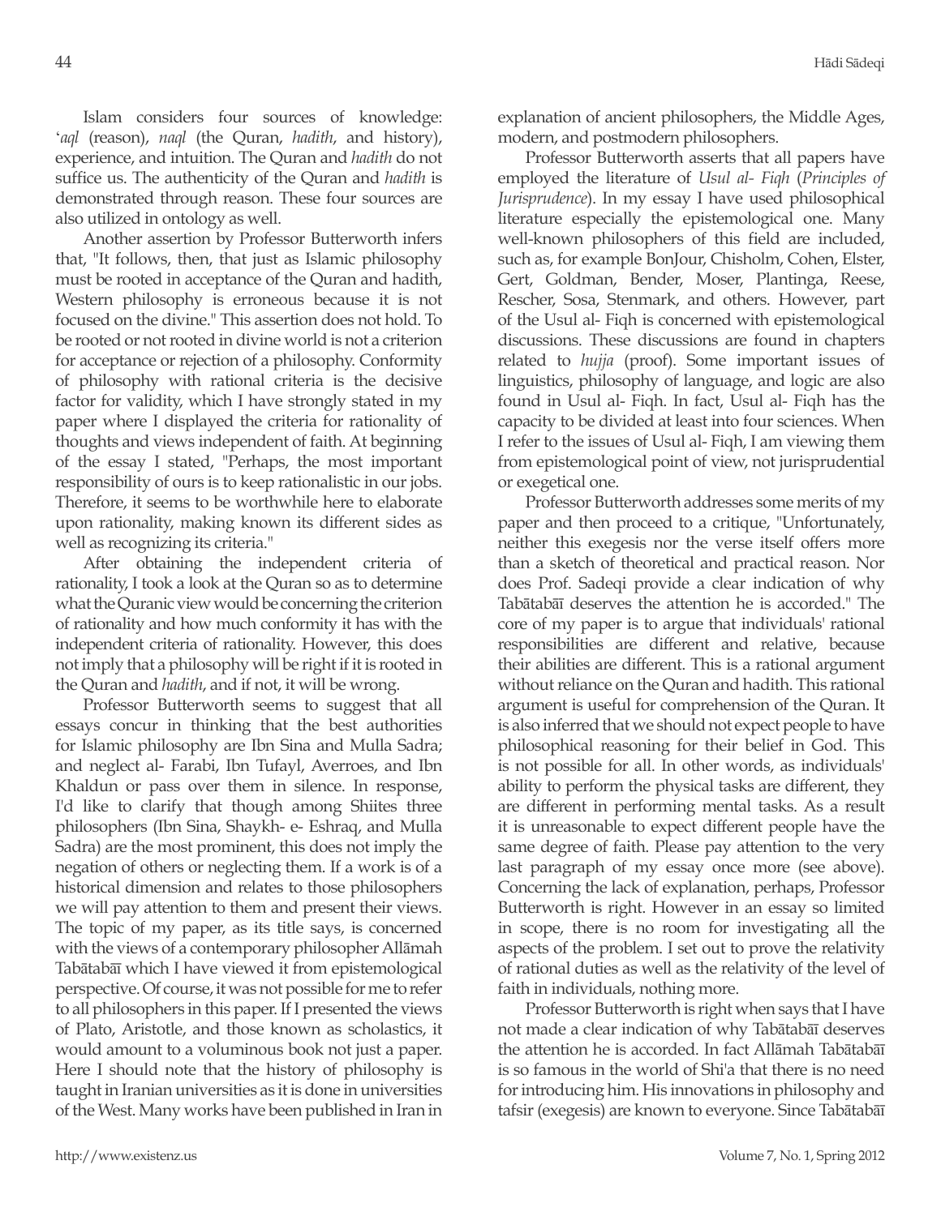Islam considers four sources of knowledge: *'aql* (reason), *naql* (the Quran, *hadith*, and history), experience, and intuition. The Quran and *hadith* do not suffice us. The authenticity of the Quran and *hadith* is demonstrated through reason. These four sources are also utilized in ontology as well.

Another assertion by Professor Butterworth infers that, "It follows, then, that just as Islamic philosophy must be rooted in acceptance of the Quran and hadith, Western philosophy is erroneous because it is not focused on the divine." This assertion does not hold. To be rooted or not rooted in divine world is not a criterion for acceptance or rejection of a philosophy. Conformity of philosophy with rational criteria is the decisive factor for validity, which I have strongly stated in my paper where I displayed the criteria for rationality of thoughts and views independent of faith. At beginning of the essay I stated, "Perhaps, the most important responsibility of ours is to keep rationalistic in our jobs. Therefore, it seems to be worthwhile here to elaborate upon rationality, making known its different sides as well as recognizing its criteria."

After obtaining the independent criteria of rationality, I took a look at the Quran so as to determine what the Quranic view would be concerning the criterion of rationality and how much conformity it has with the independent criteria of rationality. However, this does not imply that a philosophy will be right if it is rooted in the Quran and *hadith*, and if not, it will be wrong.

Professor Butterworth seems to suggest that all essays concur in thinking that the best authorities for Islamic philosophy are Ibn Sina and Mulla Sadra; and neglect al- Farabi, Ibn Tufayl, Averroes, and Ibn Khaldun or pass over them in silence. In response, I'd like to clarify that though among Shiites three philosophers (Ibn Sina, Shaykh- e- Eshraq, and Mulla Sadra) are the most prominent, this does not imply the negation of others or neglecting them. If a work is of a historical dimension and relates to those philosophers we will pay attention to them and present their views. The topic of my paper, as its title says, is concerned with the views of a contemporary philosopher Allāmah Tabātabāī which I have viewed it from epistemological perspective. Of course, it was not possible for me to refer to all philosophers in this paper. If I presented the views of Plato, Aristotle, and those known as scholastics, it would amount to a voluminous book not just a paper. Here I should note that the history of philosophy is taught in Iranian universities as it is done in universities of the West. Many works have been published in Iran in explanation of ancient philosophers, the Middle Ages, modern, and postmodern philosophers.

Professor Butterworth asserts that all papers have employed the literature of *Usul al- Fiqh* (*Principles of Jurisprudence*). In my essay I have used philosophical literature especially the epistemological one. Many well-known philosophers of this field are included, such as, for example BonJour, Chisholm, Cohen, Elster, Gert, Goldman, Bender, Moser, Plantinga, Reese, Rescher, Sosa, Stenmark, and others. However, part of the Usul al- Fiqh is concerned with epistemological discussions. These discussions are found in chapters related to *hujja* (proof). Some important issues of linguistics, philosophy of language, and logic are also found in Usul al- Fiqh. In fact, Usul al- Fiqh has the capacity to be divided at least into four sciences. When I refer to the issues of Usul al- Fiqh, I am viewing them from epistemological point of view, not jurisprudential or exegetical one.

Professor Butterworth addresses some merits of my paper and then proceed to a critique, "Unfortunately, neither this exegesis nor the verse itself offers more than a sketch of theoretical and practical reason. Nor does Prof. Sadeqi provide a clear indication of why Tabātabāī deserves the attention he is accorded." The core of my paper is to argue that individuals' rational responsibilities are different and relative, because their abilities are different. This is a rational argument without reliance on the Quran and hadith. This rational argument is useful for comprehension of the Quran. It is also inferred that we should not expect people to have philosophical reasoning for their belief in God. This is not possible for all. In other words, as individuals' ability to perform the physical tasks are different, they are different in performing mental tasks. As a result it is unreasonable to expect different people have the same degree of faith. Please pay attention to the very last paragraph of my essay once more (see above). Concerning the lack of explanation, perhaps, Professor Butterworth is right. However in an essay so limited in scope, there is no room for investigating all the aspects of the problem. I set out to prove the relativity of rational duties as well as the relativity of the level of faith in individuals, nothing more.

Professor Butterworth is right when says that I have not made a clear indication of why Tabātabāī deserves the attention he is accorded. In fact Allāmah Tabātabāī is so famous in the world of Shi'a that there is no need for introducing him. His innovations in philosophy and tafsir (exegesis) are known to everyone. Since Tabātabāī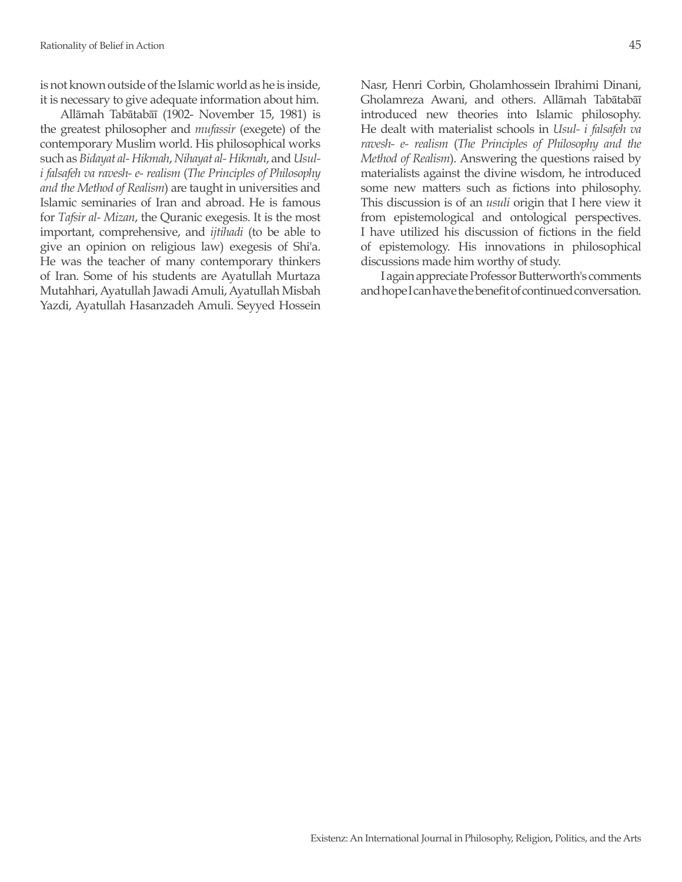is not known outside of the Islamic world as he is inside, it is necessary to give adequate information about him.

Allāmah Tabātabāī (1902- November 15, 1981) is the greatest philosopher and *mufassir* (exegete) of the contemporary Muslim world. His philosophical works such as *Bidayat al- Hikmah*, *Nihayat al- Hikmah*, and *Usul-i falsafeh va ravesh- e- realism* (*The Principles of Philosophy and the Method of Realism*) are taught in universities and Islamic seminaries of Iran and abroad. He is famous for *Tafsir al- Mizan*, the Quranic exegesis. It is the most important, comprehensive, and *ijtihadi* (to be able to give an opinion on religious law) exegesis of Shi'a. He was the teacher of many contemporary thinkers of Iran. Some of his students are Ayatullah Murtaza Mutahhari, Ayatullah Jawadi Amuli, Ayatullah Misbah Yazdi, Ayatullah Hasanzadeh Amuli. Seyyed Hossein Nasr, Henri Corbin, Gholamhossein Ibrahimi Dinani, Gholamreza Awani, and others. Allāmah Tabātabāī introduced new theories into Islamic philosophy. He dealt with materialist schools in *Usul- i falsafeh va ravesh- e- realism* (*The Principles of Philosophy and the Method of Realism*). Answering the questions raised by materialists against the divine wisdom, he introduced some new matters such as fictions into philosophy. This discussion is of an *usuli* origin that I here view it from epistemological and ontological perspectives. I have utilized his discussion of fictions in the field of epistemology. His innovations in philosophical discussions made him worthy of study.

I again appreciate Professor Butterworth's comments and hope I can have the benefit of continued conversation.